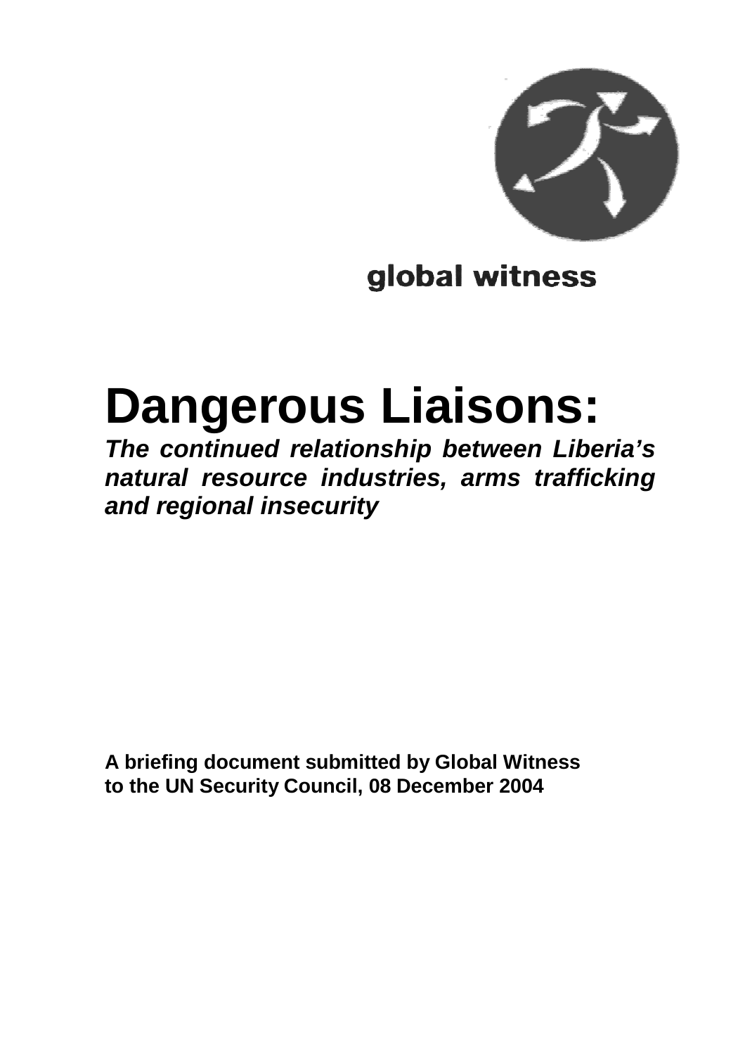global witness

# Dangerous Liaisons:

***The continued relationship between Liberia's natural resource industries, arms trafficking and regional insecurity***

**A briefing document submitted by Global Witness to the UN Security Council, 08 December 2004**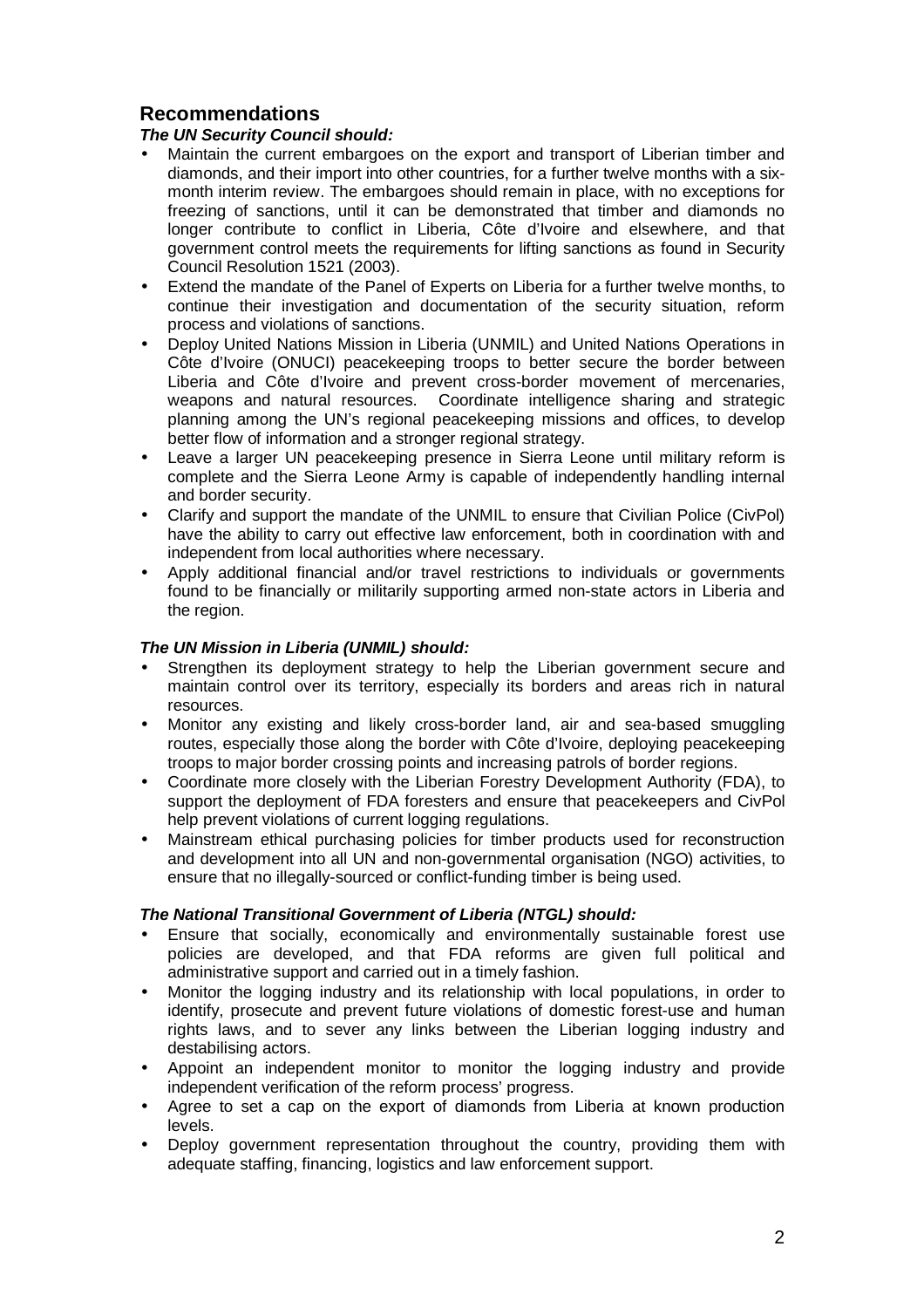## Recommendations

### *The UN Security Council should:*

- Maintain the current embargoes on the export and transport of Liberian timber and diamonds, and their import into other countries, for a further twelve months with a six-month interim review. The embargoes should remain in place, with no exceptions for freezing of sanctions, until it can be demonstrated that timber and diamonds no longer contribute to conflict in Liberia, Côte d'Ivoire and elsewhere, and that government control meets the requirements for lifting sanctions as found in Security Council Resolution 1521 (2003).
- Extend the mandate of the Panel of Experts on Liberia for a further twelve months, to continue their investigation and documentation of the security situation, reform process and violations of sanctions.
- Deploy United Nations Mission in Liberia (UNMIL) and United Nations Operations in Côte d'Ivoire (ONUCI) peacekeeping troops to better secure the border between Liberia and Côte d'Ivoire and prevent cross-border movement of mercenaries, weapons and natural resources. Coordinate intelligence sharing and strategic planning among the UN's regional peacekeeping missions and offices, to develop better flow of information and a stronger regional strategy.
- Leave a larger UN peacekeeping presence in Sierra Leone until military reform is complete and the Sierra Leone Army is capable of independently handling internal and border security.
- Clarify and support the mandate of the UNMIL to ensure that Civilian Police (CivPol) have the ability to carry out effective law enforcement, both in coordination with and independent from local authorities where necessary.
- Apply additional financial and/or travel restrictions to individuals or governments found to be financially or militarily supporting armed non-state actors in Liberia and the region.

### *The UN Mission in Liberia (UNMIL) should:*

- Strengthen its deployment strategy to help the Liberian government secure and maintain control over its territory, especially its borders and areas rich in natural resources.
- Monitor any existing and likely cross-border land, air and sea-based smuggling routes, especially those along the border with Côte d'Ivoire, deploying peacekeeping troops to major border crossing points and increasing patrols of border regions.
- Coordinate more closely with the Liberian Forestry Development Authority (FDA), to support the deployment of FDA foresters and ensure that peacekeepers and CivPol help prevent violations of current logging regulations.
- Mainstream ethical purchasing policies for timber products used for reconstruction and development into all UN and non-governmental organisation (NGO) activities, to ensure that no illegally-sourced or conflict-funding timber is being used.

### *The National Transitional Government of Liberia (NTGL) should:*

- Ensure that socially, economically and environmentally sustainable forest use policies are developed, and that FDA reforms are given full political and administrative support and carried out in a timely fashion.
- Monitor the logging industry and its relationship with local populations, in order to identify, prosecute and prevent future violations of domestic forest-use and human rights laws, and to sever any links between the Liberian logging industry and destabilising actors.
- Appoint an independent monitor to monitor the logging industry and provide independent verification of the reform process' progress.
- Agree to set a cap on the export of diamonds from Liberia at known production levels.
- Deploy government representation throughout the country, providing them with adequate staffing, financing, logistics and law enforcement support.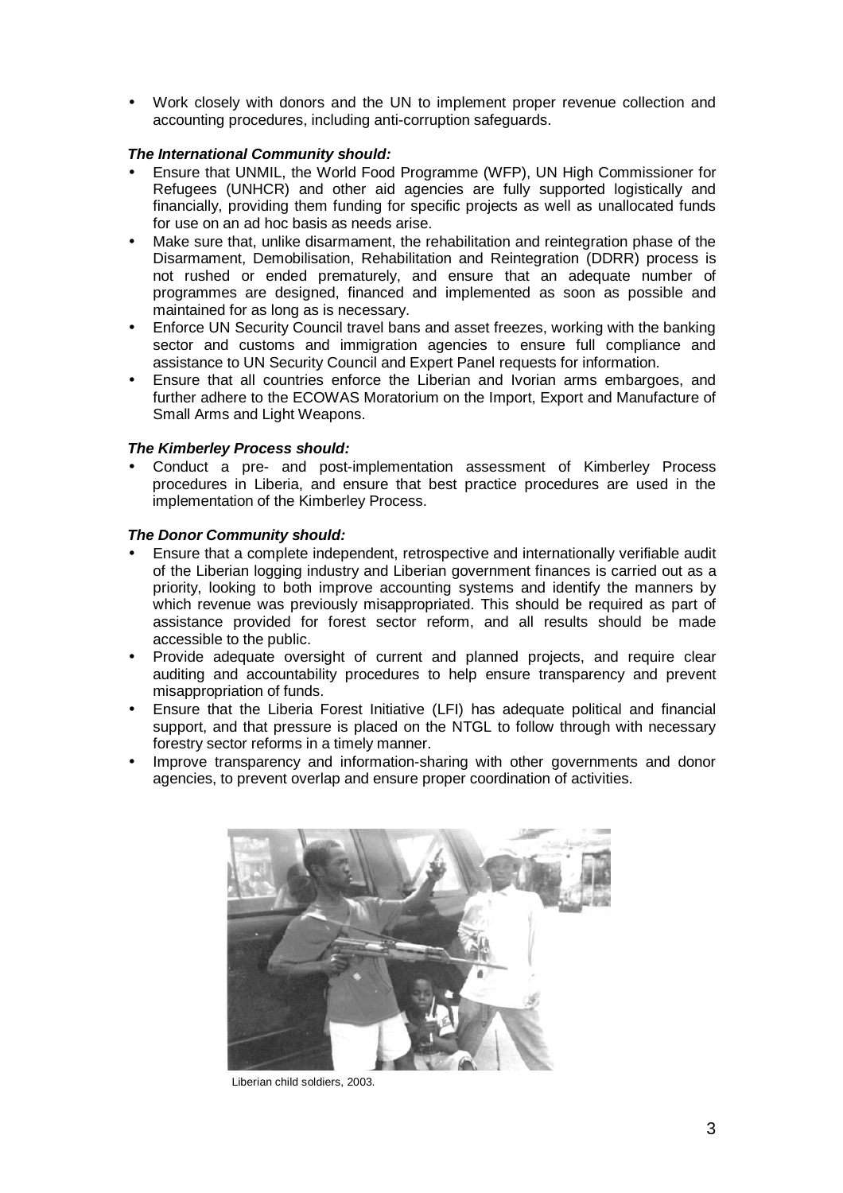- Work closely with donors and the UN to implement proper revenue collection and accounting procedures, including anti-corruption safeguards.

***The International Community should:***

- Ensure that UNMIL, the World Food Programme (WFP), UN High Commissioner for Refugees (UNHCR) and other aid agencies are fully supported logistically and financially, providing them funding for specific projects as well as unallocated funds for use on an ad hoc basis as needs arise.
- Make sure that, unlike disarmament, the rehabilitation and reintegration phase of the Disarmament, Demobilisation, Rehabilitation and Reintegration (DDRR) process is not rushed or ended prematurely, and ensure that an adequate number of programmes are designed, financed and implemented as soon as possible and maintained for as long as is necessary.
- Enforce UN Security Council travel bans and asset freezes, working with the banking sector and customs and immigration agencies to ensure full compliance and assistance to UN Security Council and Expert Panel requests for information.
- Ensure that all countries enforce the Liberian and Ivorian arms embargoes, and further adhere to the ECOWAS Moratorium on the Import, Export and Manufacture of Small Arms and Light Weapons.

***The Kimberley Process should:***

- Conduct a pre- and post-implementation assessment of Kimberley Process procedures in Liberia, and ensure that best practice procedures are used in the implementation of the Kimberley Process.

***The Donor Community should:***

- Ensure that a complete independent, retrospective and internationally verifiable audit of the Liberian logging industry and Liberian government finances is carried out as a priority, looking to both improve accounting systems and identify the manners by which revenue was previously misappropriated. This should be required as part of assistance provided for forest sector reform, and all results should be made accessible to the public.
- Provide adequate oversight of current and planned projects, and require clear auditing and accountability procedures to help ensure transparency and prevent misappropriation of funds.
- Ensure that the Liberia Forest Initiative (LFI) has adequate political and financial support, and that pressure is placed on the NTGL to follow through with necessary forestry sector reforms in a timely manner.
- Improve transparency and information-sharing with other governments and donor agencies, to prevent overlap and ensure proper coordination of activities.

Liberian child soldiers, 2003.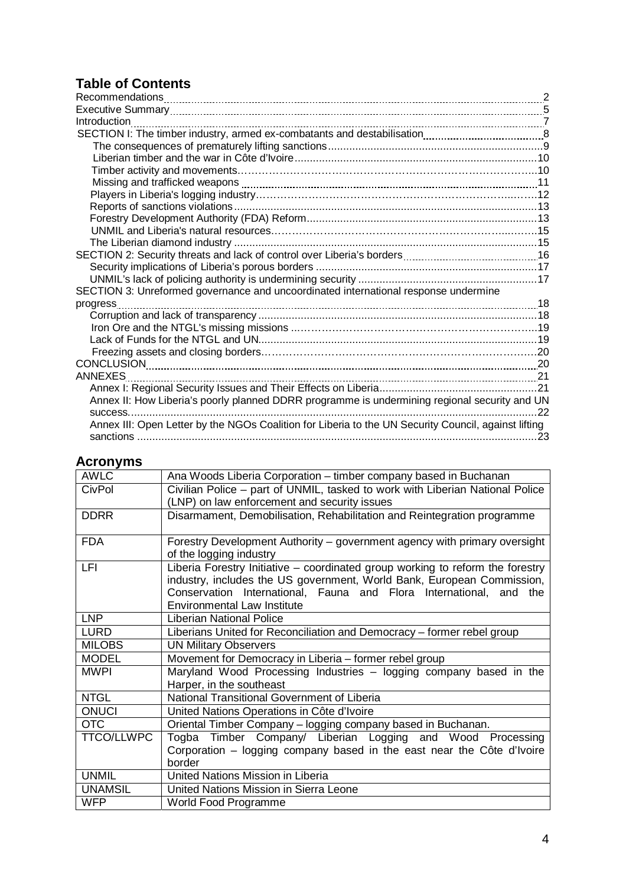## Table of Contents

Recommendations .......... 2
Executive Summary .......... 5
Introduction .......... 7
SECTION I: The timber industry, armed ex-combatants and destabilisation .......... 8
- The consequences of prematurely lifting sanctions .......... 9
- Liberian timber and the war in Côte d'Ivoire .......... 10
- Timber activity and movements .......... 10
- Missing and trafficked weapons .......... 11
- Players in Liberia's logging industry .......... 12
- Reports of sanctions violations .......... 13
- Forestry Development Authority (FDA) Reform .......... 13
- UNMIL and Liberia's natural resources .......... 15
- The Liberian diamond industry .......... 15

SECTION 2: Security threats and lack of control over Liberia's borders .......... 16
- Security implications of Liberia's porous borders .......... 17
- UNMIL's lack of policing authority is undermining security .......... 17

SECTION 3: Unreformed governance and uncoordinated international response undermine progress .......... 18
- Corruption and lack of transparency .......... 18
- Iron Ore and the NTGL's missing missions .......... 19
- Lack of Funds for the NTGL and UN .......... 19
- Freezing assets and closing borders .......... 20

CONCLUSION .......... 20
ANNEXES .......... 21
- Annex I: Regional Security Issues and Their Effects on Liberia .......... 21
- Annex II: How Liberia's poorly planned DDRR programme is undermining regional security and UN success .......... 22
- Annex III: Open Letter by the NGOs Coalition for Liberia to the UN Security Council, against lifting sanctions .......... 23

## Acronyms

| Acronym | Meaning |
|---|---|
| AWLC | Ana Woods Liberia Corporation – timber company based in Buchanan |
| CivPol | Civilian Police – part of UNMIL, tasked to work with Liberian National Police (LNP) on law enforcement and security issues |
| DDRR | Disarmament, Demobilisation, Rehabilitation and Reintegration programme |
| FDA | Forestry Development Authority – government agency with primary oversight of the logging industry |
| LFI | Liberia Forestry Initiative – coordinated group working to reform the forestry industry, includes the US government, World Bank, European Commission, Conservation International, Fauna and Flora International, and the Environmental Law Institute |
| LNP | Liberian National Police |
| LURD | Liberians United for Reconciliation and Democracy – former rebel group |
| MILOBS | UN Military Observers |
| MODEL | Movement for Democracy in Liberia – former rebel group |
| MWPI | Maryland Wood Processing Industries – logging company based in the Harper, in the southeast |
| NTGL | National Transitional Government of Liberia |
| ONUCI | United Nations Operations in Côte d'Ivoire |
| OTC | Oriental Timber Company – logging company based in Buchanan. |
| TTCO/LLWPC | Togba Timber Company/ Liberian Logging and Wood Processing Corporation – logging company based in the east near the Côte d'Ivoire border |
| UNMIL | United Nations Mission in Liberia |
| UNAMSIL | United Nations Mission in Sierra Leone |
| WFP | World Food Programme |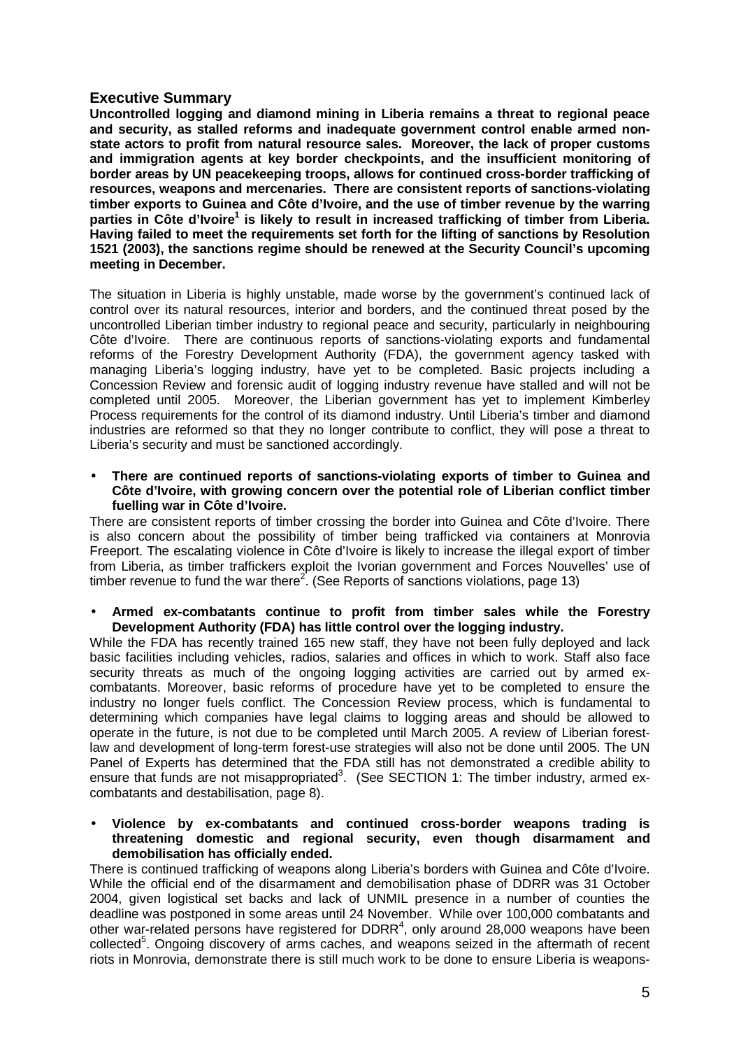## Executive Summary

**Uncontrolled logging and diamond mining in Liberia remains a threat to regional peace and security, as stalled reforms and inadequate government control enable armed non-state actors to profit from natural resource sales. Moreover, the lack of proper customs and immigration agents at key border checkpoints, and the insufficient monitoring of border areas by UN peacekeeping troops, allows for continued cross-border trafficking of resources, weapons and mercenaries. There are consistent reports of sanctions-violating timber exports to Guinea and Côte d'Ivoire, and the use of timber revenue by the warring parties in Côte d'Ivoire[1] is likely to result in increased trafficking of timber from Liberia. Having failed to meet the requirements set forth for the lifting of sanctions by Resolution 1521 (2003), the sanctions regime should be renewed at the Security Council's upcoming meeting in December.**

The situation in Liberia is highly unstable, made worse by the government's continued lack of control over its natural resources, interior and borders, and the continued threat posed by the uncontrolled Liberian timber industry to regional peace and security, particularly in neighbouring Côte d'Ivoire. There are continuous reports of sanctions-violating exports and fundamental reforms of the Forestry Development Authority (FDA), the government agency tasked with managing Liberia's logging industry, have yet to be completed. Basic projects including a Concession Review and forensic audit of logging industry revenue have stalled and will not be completed until 2005. Moreover, the Liberian government has yet to implement Kimberley Process requirements for the control of its diamond industry. Until Liberia's timber and diamond industries are reformed so that they no longer contribute to conflict, they will pose a threat to Liberia's security and must be sanctioned accordingly.

- **There are continued reports of sanctions-violating exports of timber to Guinea and Côte d'Ivoire, with growing concern over the potential role of Liberian conflict timber fuelling war in Côte d'Ivoire.**

There are consistent reports of timber crossing the border into Guinea and Côte d'Ivoire. There is also concern about the possibility of timber being trafficked via containers at Monrovia Freeport. The escalating violence in Côte d'Ivoire is likely to increase the illegal export of timber from Liberia, as timber traffickers exploit the Ivorian government and Forces Nouvelles' use of timber revenue to fund the war there[2]. (See Reports of sanctions violations, page 13)

- **Armed ex-combatants continue to profit from timber sales while the Forestry Development Authority (FDA) has little control over the logging industry.**

While the FDA has recently trained 165 new staff, they have not been fully deployed and lack basic facilities including vehicles, radios, salaries and offices in which to work. Staff also face security threats as much of the ongoing logging activities are carried out by armed ex-combatants. Moreover, basic reforms of procedure have yet to be completed to ensure the industry no longer fuels conflict. The Concession Review process, which is fundamental to determining which companies have legal claims to logging areas and should be allowed to operate in the future, is not due to be completed until March 2005. A review of Liberian forest-law and development of long-term forest-use strategies will also not be done until 2005. The UN Panel of Experts has determined that the FDA still has not demonstrated a credible ability to ensure that funds are not misappropriated[3]. (See SECTION 1: The timber industry, armed ex-combatants and destabilisation, page 8).

- **Violence by ex-combatants and continued cross-border weapons trading is threatening domestic and regional security, even though disarmament and demobilisation has officially ended.**

There is continued trafficking of weapons along Liberia's borders with Guinea and Côte d'Ivoire. While the official end of the disarmament and demobilisation phase of DDRR was 31 October 2004, given logistical set backs and lack of UNMIL presence in a number of counties the deadline was postponed in some areas until 24 November. While over 100,000 combatants and other war-related persons have registered for DDRR[4], only around 28,000 weapons have been collected[5]. Ongoing discovery of arms caches, and weapons seized in the aftermath of recent riots in Monrovia, demonstrate there is still much work to be done to ensure Liberia is weapons-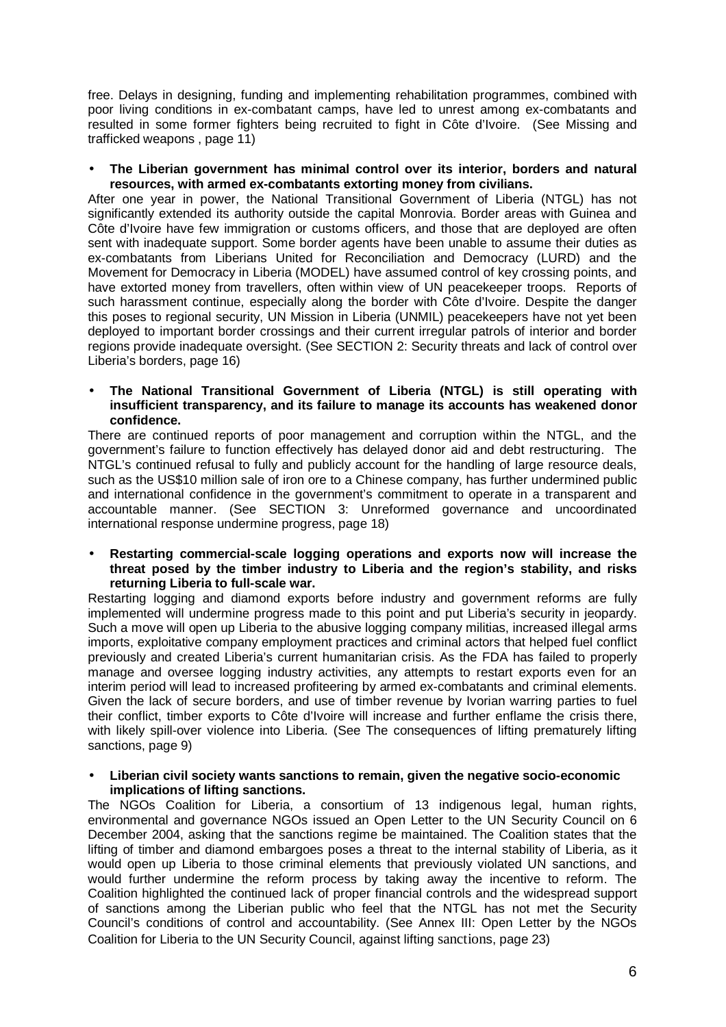free. Delays in designing, funding and implementing rehabilitation programmes, combined with poor living conditions in ex-combatant camps, have led to unrest among ex-combatants and resulted in some former fighters being recruited to fight in Côte d'Ivoire. (See Missing and trafficked weapons , page 11)

- **The Liberian government has minimal control over its interior, borders and natural resources, with armed ex-combatants extorting money from civilians.**

After one year in power, the National Transitional Government of Liberia (NTGL) has not significantly extended its authority outside the capital Monrovia. Border areas with Guinea and Côte d'Ivoire have few immigration or customs officers, and those that are deployed are often sent with inadequate support. Some border agents have been unable to assume their duties as ex-combatants from Liberians United for Reconciliation and Democracy (LURD) and the Movement for Democracy in Liberia (MODEL) have assumed control of key crossing points, and have extorted money from travellers, often within view of UN peacekeeper troops. Reports of such harassment continue, especially along the border with Côte d'Ivoire. Despite the danger this poses to regional security, UN Mission in Liberia (UNMIL) peacekeepers have not yet been deployed to important border crossings and their current irregular patrols of interior and border regions provide inadequate oversight. (See SECTION 2: Security threats and lack of control over Liberia's borders, page 16)

- **The National Transitional Government of Liberia (NTGL) is still operating with insufficient transparency, and its failure to manage its accounts has weakened donor confidence.**

There are continued reports of poor management and corruption within the NTGL, and the government's failure to function effectively has delayed donor aid and debt restructuring. The NTGL's continued refusal to fully and publicly account for the handling of large resource deals, such as the US$10 million sale of iron ore to a Chinese company, has further undermined public and international confidence in the government's commitment to operate in a transparent and accountable manner. (See SECTION 3: Unreformed governance and uncoordinated international response undermine progress, page 18)

- **Restarting commercial-scale logging operations and exports now will increase the threat posed by the timber industry to Liberia and the region's stability, and risks returning Liberia to full-scale war.**

Restarting logging and diamond exports before industry and government reforms are fully implemented will undermine progress made to this point and put Liberia's security in jeopardy. Such a move will open up Liberia to the abusive logging company militias, increased illegal arms imports, exploitative company employment practices and criminal actors that helped fuel conflict previously and created Liberia's current humanitarian crisis. As the FDA has failed to properly manage and oversee logging industry activities, any attempts to restart exports even for an interim period will lead to increased profiteering by armed ex-combatants and criminal elements. Given the lack of secure borders, and use of timber revenue by Ivorian warring parties to fuel their conflict, timber exports to Côte d'Ivoire will increase and further enflame the crisis there, with likely spill-over violence into Liberia. (See The consequences of lifting prematurely lifting sanctions, page 9)

- **Liberian civil society wants sanctions to remain, given the negative socio-economic implications of lifting sanctions.**

The NGOs Coalition for Liberia, a consortium of 13 indigenous legal, human rights, environmental and governance NGOs issued an Open Letter to the UN Security Council on 6 December 2004, asking that the sanctions regime be maintained. The Coalition states that the lifting of timber and diamond embargoes poses a threat to the internal stability of Liberia, as it would open up Liberia to those criminal elements that previously violated UN sanctions, and would further undermine the reform process by taking away the incentive to reform. The Coalition highlighted the continued lack of proper financial controls and the widespread support of sanctions among the Liberian public who feel that the NTGL has not met the Security Council's conditions of control and accountability. (See Annex III: Open Letter by the NGOs Coalition for Liberia to the UN Security Council, against lifting sanctions, page 23)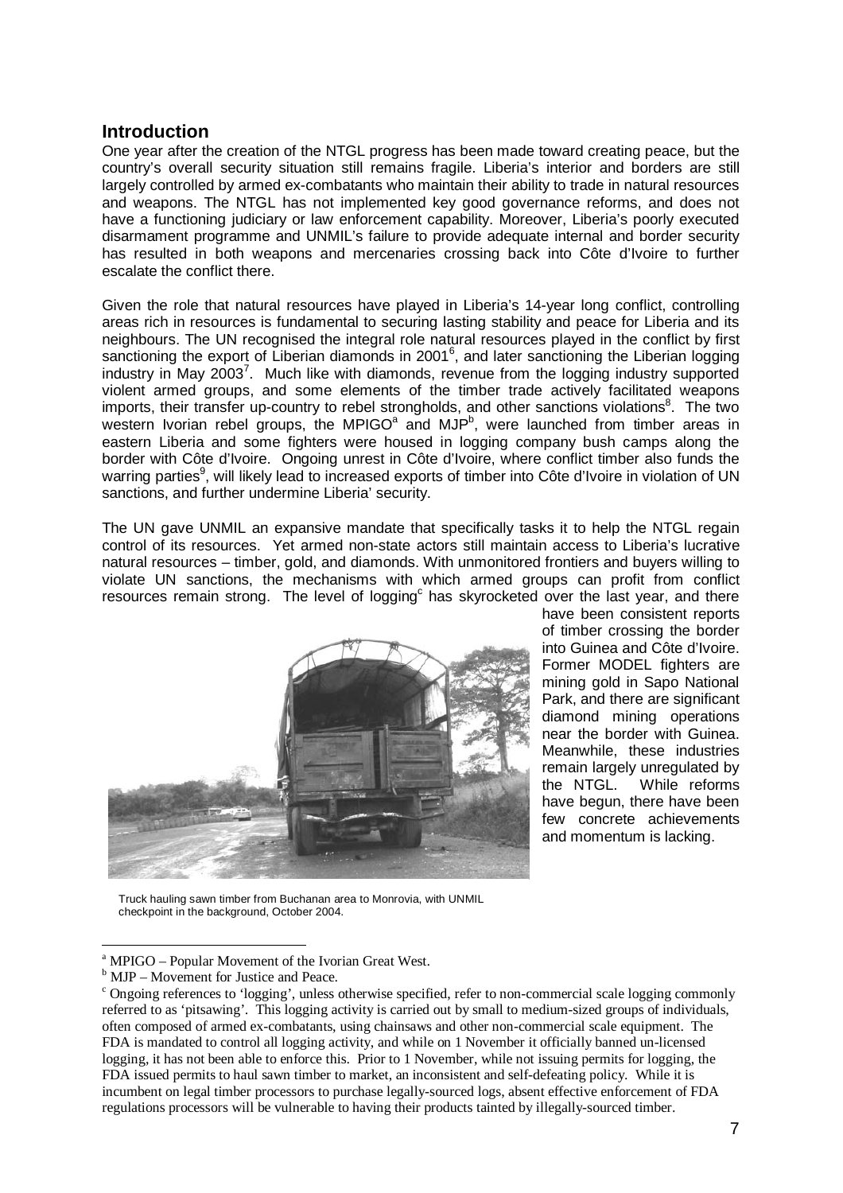## Introduction

One year after the creation of the NTGL progress has been made toward creating peace, but the country's overall security situation still remains fragile. Liberia's interior and borders are still largely controlled by armed ex-combatants who maintain their ability to trade in natural resources and weapons. The NTGL has not implemented key good governance reforms, and does not have a functioning judiciary or law enforcement capability. Moreover, Liberia's poorly executed disarmament programme and UNMIL's failure to provide adequate internal and border security has resulted in both weapons and mercenaries crossing back into Côte d'Ivoire to further escalate the conflict there.

Given the role that natural resources have played in Liberia's 14-year long conflict, controlling areas rich in resources is fundamental to securing lasting stability and peace for Liberia and its neighbours. The UN recognised the integral role natural resources played in the conflict by first sanctioning the export of Liberian diamonds in 2001[6], and later sanctioning the Liberian logging industry in May 2003[7]. Much like with diamonds, revenue from the logging industry supported violent armed groups, and some elements of the timber trade actively facilitated weapons imports, their transfer up-country to rebel strongholds, and other sanctions violations[8]. The two western Ivorian rebel groups, the MPIGO[a] and MJP[b], were launched from timber areas in eastern Liberia and some fighters were housed in logging company bush camps along the border with Côte d'Ivoire. Ongoing unrest in Côte d'Ivoire, where conflict timber also funds the warring parties[9], will likely lead to increased exports of timber into Côte d'Ivoire in violation of UN sanctions, and further undermine Liberia' security.

The UN gave UNMIL an expansive mandate that specifically tasks it to help the NTGL regain control of its resources. Yet armed non-state actors still maintain access to Liberia's lucrative natural resources – timber, gold, and diamonds. With unmonitored frontiers and buyers willing to violate UN sanctions, the mechanisms with which armed groups can profit from conflict resources remain strong. The level of logging[c] has skyrocketed over the last year, and there have been consistent reports of timber crossing the border into Guinea and Côte d'Ivoire. Former MODEL fighters are mining gold in Sapo National Park, and there are significant diamond mining operations near the border with Guinea. Meanwhile, these industries remain largely unregulated by the NTGL. While reforms have begun, there have been few concrete achievements and momentum is lacking.

Truck hauling sawn timber from Buchanan area to Monrovia, with UNMIL checkpoint in the background, October 2004.

---

[a] MPIGO – Popular Movement of the Ivorian Great West.

[b] MJP – Movement for Justice and Peace.

[c] Ongoing references to 'logging', unless otherwise specified, refer to non-commercial scale logging commonly referred to as 'pitsawing'. This logging activity is carried out by small to medium-sized groups of individuals, often composed of armed ex-combatants, using chainsaws and other non-commercial scale equipment. The FDA is mandated to control all logging activity, and while on 1 November it officially banned un-licensed logging, it has not been able to enforce this. Prior to 1 November, while not issuing permits for logging, the FDA issued permits to haul sawn timber to market, an inconsistent and self-defeating policy. While it is incumbent on legal timber processors to purchase legally-sourced logs, absent effective enforcement of FDA regulations processors will be vulnerable to having their products tainted by illegally-sourced timber.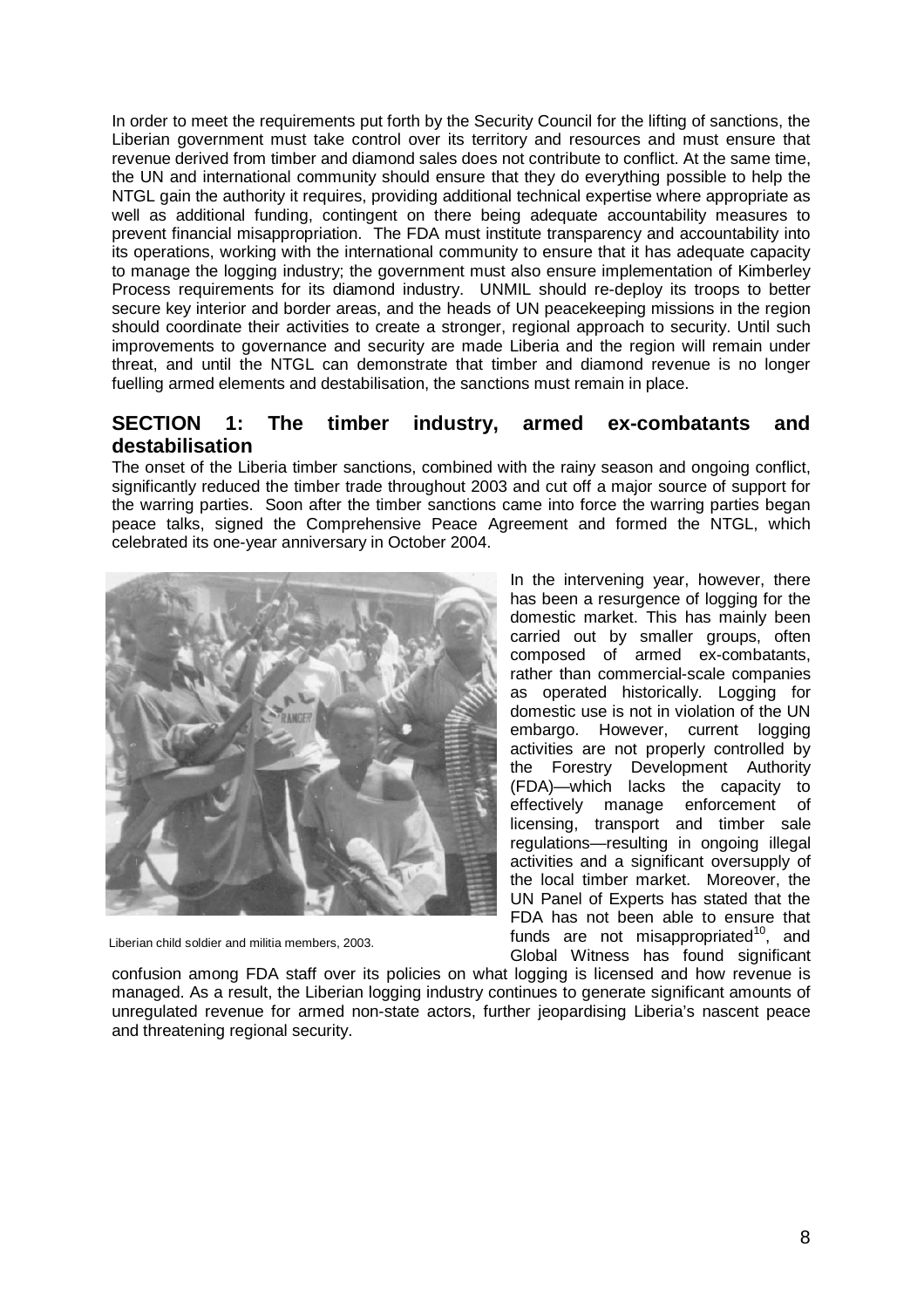In order to meet the requirements put forth by the Security Council for the lifting of sanctions, the Liberian government must take control over its territory and resources and must ensure that revenue derived from timber and diamond sales does not contribute to conflict. At the same time, the UN and international community should ensure that they do everything possible to help the NTGL gain the authority it requires, providing additional technical expertise where appropriate as well as additional funding, contingent on there being adequate accountability measures to prevent financial misappropriation. The FDA must institute transparency and accountability into its operations, working with the international community to ensure that it has adequate capacity to manage the logging industry; the government must also ensure implementation of Kimberley Process requirements for its diamond industry. UNMIL should re-deploy its troops to better secure key interior and border areas, and the heads of UN peacekeeping missions in the region should coordinate their activities to create a stronger, regional approach to security. Until such improvements to governance and security are made Liberia and the region will remain under threat, and until the NTGL can demonstrate that timber and diamond revenue is no longer fuelling armed elements and destabilisation, the sanctions must remain in place.

## SECTION 1: The timber industry, armed ex-combatants and destabilisation

The onset of the Liberia timber sanctions, combined with the rainy season and ongoing conflict, significantly reduced the timber trade throughout 2003 and cut off a major source of support for the warring parties. Soon after the timber sanctions came into force the warring parties began peace talks, signed the Comprehensive Peace Agreement and formed the NTGL, which celebrated its one-year anniversary in October 2004.

Liberian child soldier and militia members, 2003.

In the intervening year, however, there has been a resurgence of logging for the domestic market. This has mainly been carried out by smaller groups, often composed of armed ex-combatants, rather than commercial-scale companies as operated historically. Logging for domestic use is not in violation of the UN embargo. However, current logging activities are not properly controlled by the Forestry Development Authority (FDA)—which lacks the capacity to effectively manage enforcement of licensing, transport and timber sale regulations—resulting in ongoing illegal activities and a significant oversupply of the local timber market. Moreover, the UN Panel of Experts has stated that the FDA has not been able to ensure that funds are not misappropriated[10], and Global Witness has found significant confusion among FDA staff over its policies on what logging is licensed and how revenue is managed. As a result, the Liberian logging industry continues to generate significant amounts of unregulated revenue for armed non-state actors, further jeopardising Liberia's nascent peace and threatening regional security.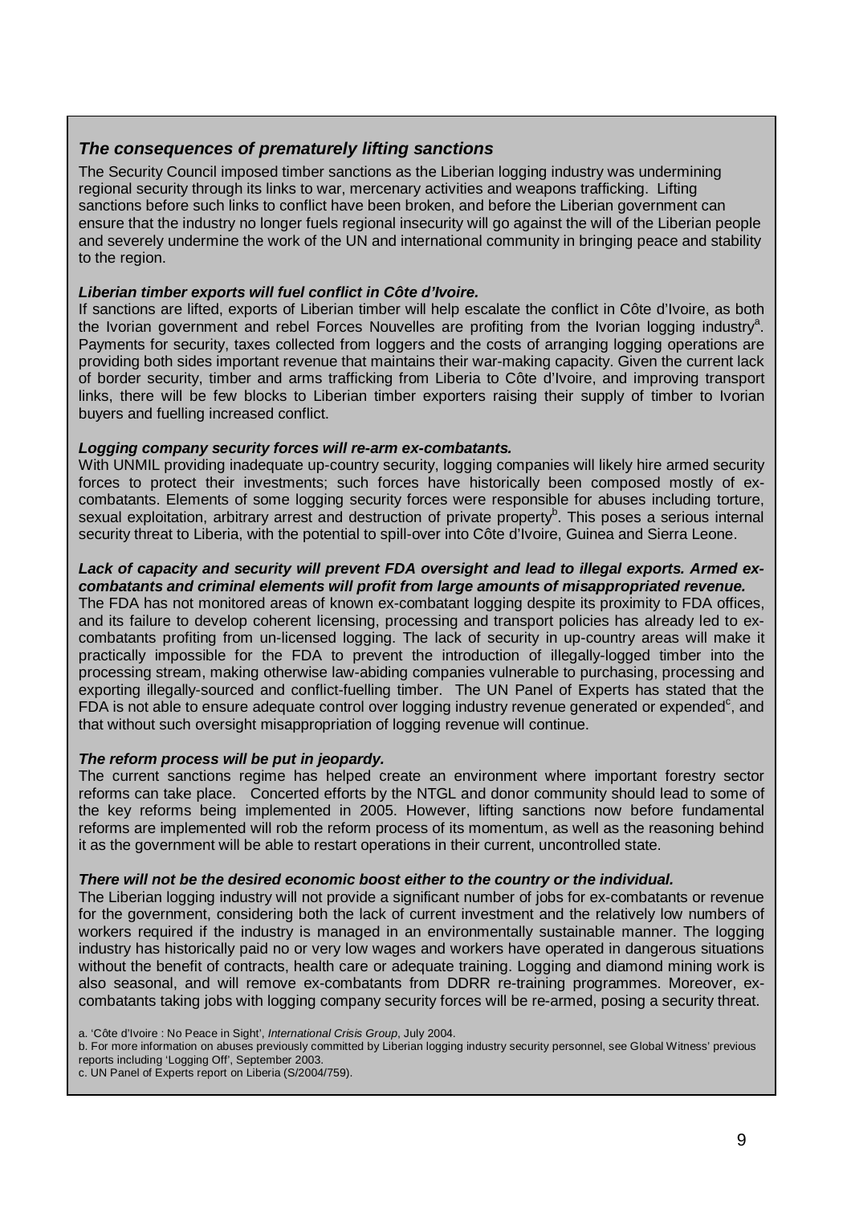### *The consequences of prematurely lifting sanctions*

The Security Council imposed timber sanctions as the Liberian logging industry was undermining regional security through its links to war, mercenary activities and weapons trafficking. Lifting sanctions before such links to conflict have been broken, and before the Liberian government can ensure that the industry no longer fuels regional insecurity will go against the will of the Liberian people and severely undermine the work of the UN and international community in bringing peace and stability to the region.

***Liberian timber exports will fuel conflict in Côte d'Ivoire.***

If sanctions are lifted, exports of Liberian timber will help escalate the conflict in Côte d'Ivoire, as both the Ivorian government and rebel Forces Nouvelles are profiting from the Ivorian logging industry[a]. Payments for security, taxes collected from loggers and the costs of arranging logging operations are providing both sides important revenue that maintains their war-making capacity. Given the current lack of border security, timber and arms trafficking from Liberia to Côte d'Ivoire, and improving transport links, there will be few blocks to Liberian timber exporters raising their supply of timber to Ivorian buyers and fuelling increased conflict.

***Logging company security forces will re-arm ex-combatants.***

With UNMIL providing inadequate up-country security, logging companies will likely hire armed security forces to protect their investments; such forces have historically been composed mostly of ex-combatants. Elements of some logging security forces were responsible for abuses including torture, sexual exploitation, arbitrary arrest and destruction of private property[b]. This poses a serious internal security threat to Liberia, with the potential to spill-over into Côte d'Ivoire, Guinea and Sierra Leone.

***Lack of capacity and security will prevent FDA oversight and lead to illegal exports. Armed ex-combatants and criminal elements will profit from large amounts of misappropriated revenue.***

The FDA has not monitored areas of known ex-combatant logging despite its proximity to FDA offices, and its failure to develop coherent licensing, processing and transport policies has already led to ex-combatants profiting from un-licensed logging. The lack of security in up-country areas will make it practically impossible for the FDA to prevent the introduction of illegally-logged timber into the processing stream, making otherwise law-abiding companies vulnerable to purchasing, processing and exporting illegally-sourced and conflict-fuelling timber. The UN Panel of Experts has stated that the FDA is not able to ensure adequate control over logging industry revenue generated or expended[c], and that without such oversight misappropriation of logging revenue will continue.

***The reform process will be put in jeopardy.***

The current sanctions regime has helped create an environment where important forestry sector reforms can take place. Concerted efforts by the NTGL and donor community should lead to some of the key reforms being implemented in 2005. However, lifting sanctions now before fundamental reforms are implemented will rob the reform process of its momentum, as well as the reasoning behind it as the government will be able to restart operations in their current, uncontrolled state.

***There will not be the desired economic boost either to the country or the individual.***

The Liberian logging industry will not provide a significant number of jobs for ex-combatants or revenue for the government, considering both the lack of current investment and the relatively low numbers of workers required if the industry is managed in an environmentally sustainable manner. The logging industry has historically paid no or very low wages and workers have operated in dangerous situations without the benefit of contracts, health care or adequate training. Logging and diamond mining work is also seasonal, and will remove ex-combatants from DDRR re-training programmes. Moreover, ex-combatants taking jobs with logging company security forces will be re-armed, posing a security threat.

a. 'Côte d'Ivoire : No Peace in Sight', *International Crisis Group*, July 2004.
b. For more information on abuses previously committed by Liberian logging industry security personnel, see Global Witness' previous reports including 'Logging Off', September 2003.
c. UN Panel of Experts report on Liberia (S/2004/759).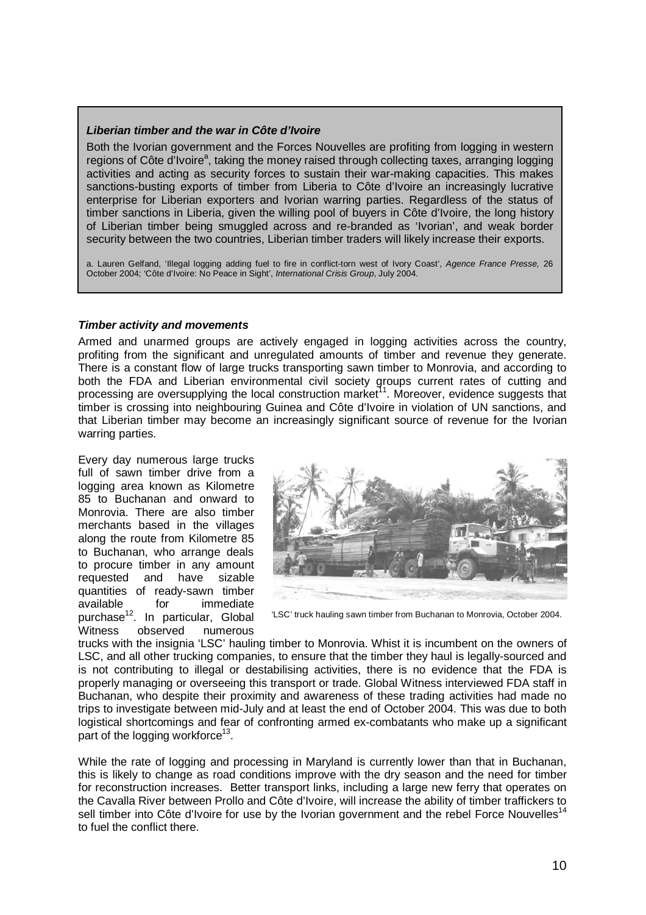***Liberian timber and the war in Côte d'Ivoire***

Both the Ivorian government and the Forces Nouvelles are profiting from logging in western regions of Côte d'Ivoire[a], taking the money raised through collecting taxes, arranging logging activities and acting as security forces to sustain their war-making capacities. This makes sanctions-busting exports of timber from Liberia to Côte d'Ivoire an increasingly lucrative enterprise for Liberian exporters and Ivorian warring parties. Regardless of the status of timber sanctions in Liberia, given the willing pool of buyers in Côte d'Ivoire, the long history of Liberian timber being smuggled across and re-branded as 'Ivorian', and weak border security between the two countries, Liberian timber traders will likely increase their exports.

a. Lauren Gelfand, 'Illegal logging adding fuel to fire in conflict-torn west of Ivory Coast', *Agence France Presse,* 26 October 2004; 'Côte d'Ivoire: No Peace in Sight', *International Crisis Group*, July 2004.

***Timber activity and movements***

Armed and unarmed groups are actively engaged in logging activities across the country, profiting from the significant and unregulated amounts of timber and revenue they generate. There is a constant flow of large trucks transporting sawn timber to Monrovia, and according to both the FDA and Liberian environmental civil society groups current rates of cutting and processing are oversupplying the local construction market[11]. Moreover, evidence suggests that timber is crossing into neighbouring Guinea and Côte d'Ivoire in violation of UN sanctions, and that Liberian timber may become an increasingly significant source of revenue for the Ivorian warring parties.

Every day numerous large trucks full of sawn timber drive from a logging area known as Kilometre 85 to Buchanan and onward to Monrovia. There are also timber merchants based in the villages along the route from Kilometre 85 to Buchanan, who arrange deals to procure timber in any amount requested and have sizable quantities of ready-sawn timber available for immediate purchase[12]. In particular, Global Witness observed numerous trucks with the insignia 'LSC' hauling timber to Monrovia. Whist it is incumbent on the owners of LSC, and all other trucking companies, to ensure that the timber they haul is legally-sourced and is not contributing to illegal or destabilising activities, there is no evidence that the FDA is properly managing or overseeing this transport or trade. Global Witness interviewed FDA staff in Buchanan, who despite their proximity and awareness of these trading activities had made no trips to investigate between mid-July and at least the end of October 2004. This was due to both logistical shortcomings and fear of confronting armed ex-combatants who make up a significant part of the logging workforce[13].

'LSC' truck hauling sawn timber from Buchanan to Monrovia, October 2004.

While the rate of logging and processing in Maryland is currently lower than that in Buchanan, this is likely to change as road conditions improve with the dry season and the need for timber for reconstruction increases. Better transport links, including a large new ferry that operates on the Cavalla River between Prollo and Côte d'Ivoire, will increase the ability of timber traffickers to sell timber into Côte d'Ivoire for use by the Ivorian government and the rebel Force Nouvelles[14] to fuel the conflict there.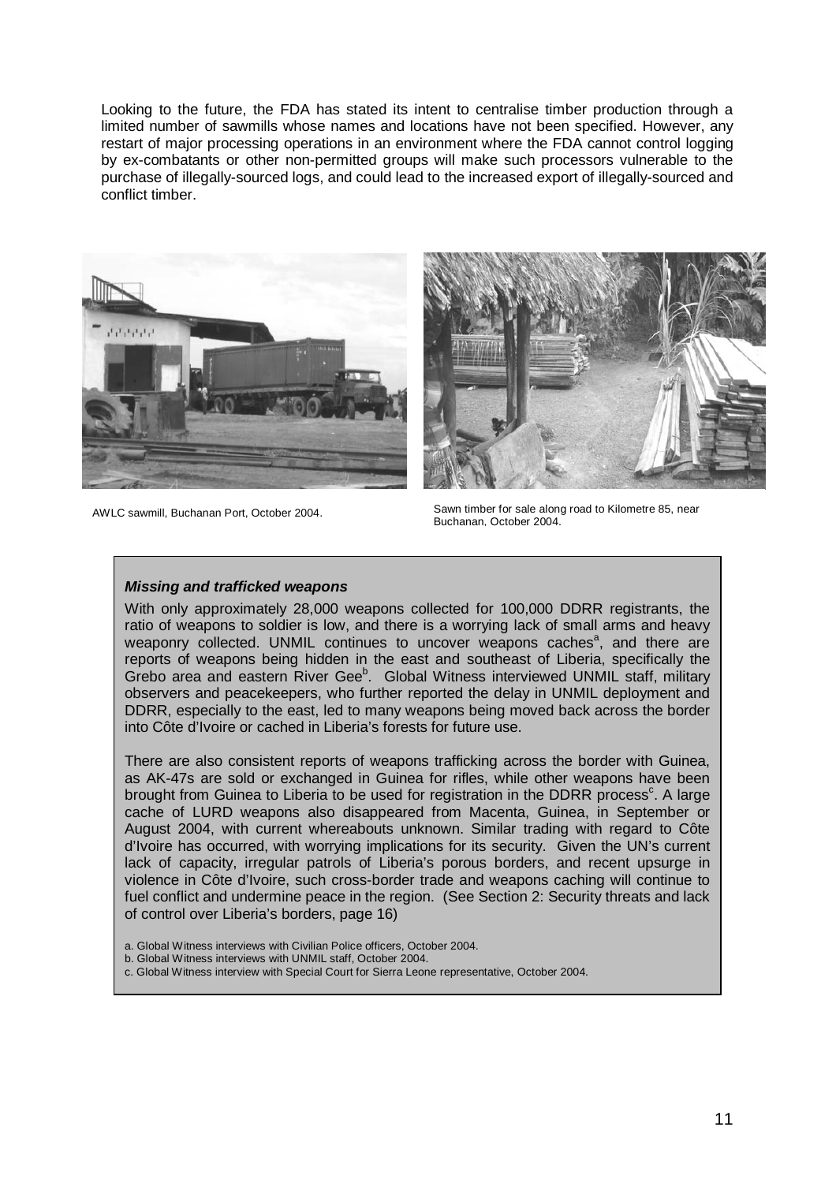Looking to the future, the FDA has stated its intent to centralise timber production through a limited number of sawmills whose names and locations have not been specified. However, any restart of major processing operations in an environment where the FDA cannot control logging by ex-combatants or other non-permitted groups will make such processors vulnerable to the purchase of illegally-sourced logs, and could lead to the increased export of illegally-sourced and conflict timber.

AWLC sawmill, Buchanan Port, October 2004.

Sawn timber for sale along road to Kilometre 85, near Buchanan, October 2004.

### ***Missing and trafficked weapons***

With only approximately 28,000 weapons collected for 100,000 DDRR registrants, the ratio of weapons to soldier is low, and there is a worrying lack of small arms and heavy weaponry collected. UNMIL continues to uncover weapons caches[a], and there are reports of weapons being hidden in the east and southeast of Liberia, specifically the Grebo area and eastern River Gee[b]. Global Witness interviewed UNMIL staff, military observers and peacekeepers, who further reported the delay in UNMIL deployment and DDRR, especially to the east, led to many weapons being moved back across the border into Côte d'Ivoire or cached in Liberia's forests for future use.

There are also consistent reports of weapons trafficking across the border with Guinea, as AK-47s are sold or exchanged in Guinea for rifles, while other weapons have been brought from Guinea to Liberia to be used for registration in the DDRR process[c]. A large cache of LURD weapons also disappeared from Macenta, Guinea, in September or August 2004, with current whereabouts unknown. Similar trading with regard to Côte d'Ivoire has occurred, with worrying implications for its security. Given the UN's current lack of capacity, irregular patrols of Liberia's porous borders, and recent upsurge in violence in Côte d'Ivoire, such cross-border trade and weapons caching will continue to fuel conflict and undermine peace in the region. (See Section 2: Security threats and lack of control over Liberia's borders, page 16)

a. Global Witness interviews with Civilian Police officers, October 2004.
b. Global Witness interviews with UNMIL staff, October 2004.
c. Global Witness interview with Special Court for Sierra Leone representative, October 2004.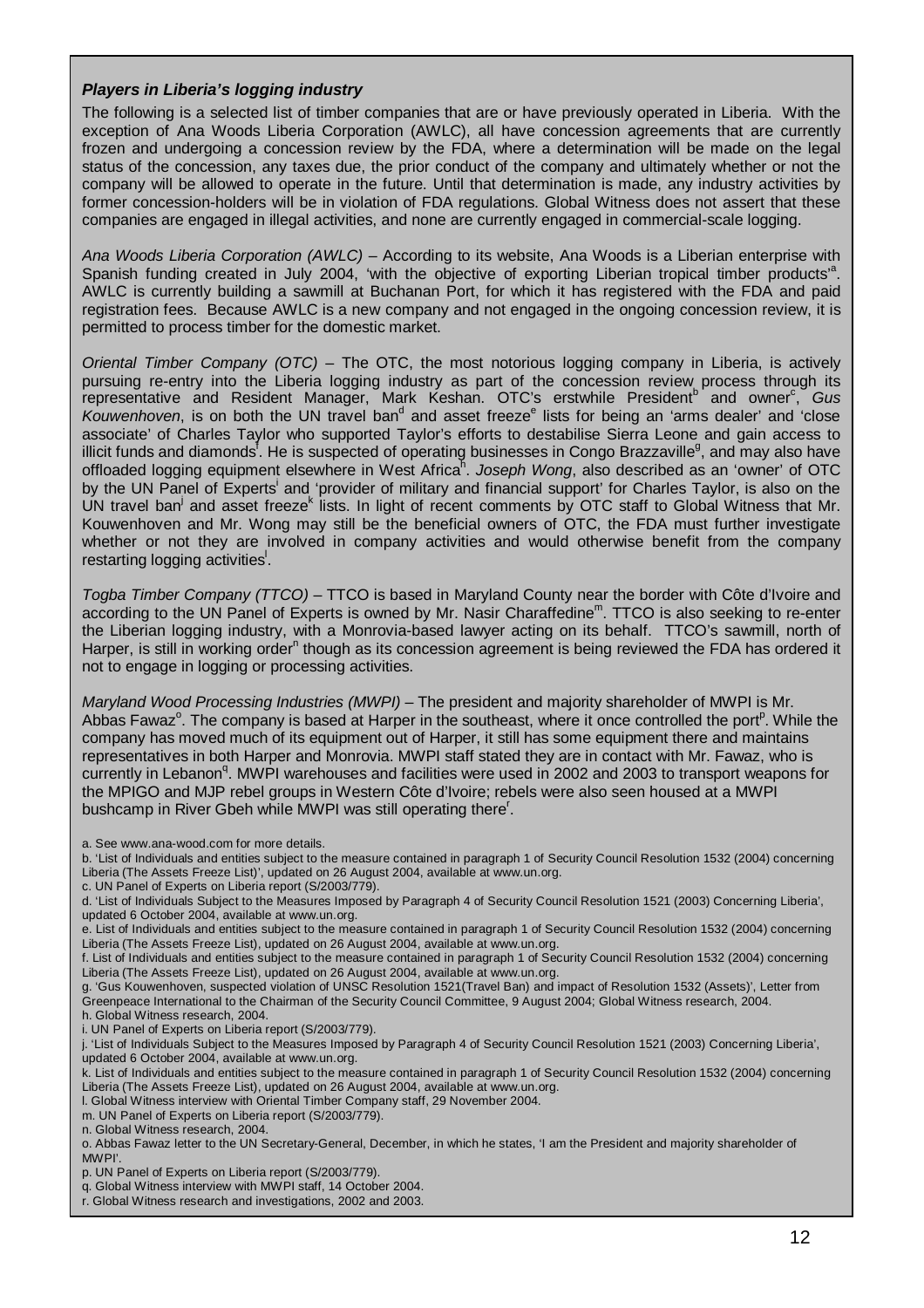***Players in Liberia's logging industry***

The following is a selected list of timber companies that are or have previously operated in Liberia. With the exception of Ana Woods Liberia Corporation (AWLC), all have concession agreements that are currently frozen and undergoing a concession review by the FDA, where a determination will be made on the legal status of the concession, any taxes due, the prior conduct of the company and ultimately whether or not the company will be allowed to operate in the future. Until that determination is made, any industry activities by former concession-holders will be in violation of FDA regulations. Global Witness does not assert that these companies are engaged in illegal activities, and none are currently engaged in commercial-scale logging.

*Ana Woods Liberia Corporation (AWLC)* – According to its website, Ana Woods is a Liberian enterprise with Spanish funding created in July 2004, 'with the objective of exporting Liberian tropical timber products'[a]. AWLC is currently building a sawmill at Buchanan Port, for which it has registered with the FDA and paid registration fees. Because AWLC is a new company and not engaged in the ongoing concession review, it is permitted to process timber for the domestic market.

*Oriental Timber Company (OTC)* – The OTC, the most notorious logging company in Liberia, is actively pursuing re-entry into the Liberia logging industry as part of the concession review process through its representative and Resident Manager, Mark Keshan. OTC's erstwhile President[b] and owner[c], *Gus Kouwenhoven*, is on both the UN travel ban[d] and asset freeze[e] lists for being an 'arms dealer' and 'close associate' of Charles Taylor who supported Taylor's efforts to destabilise Sierra Leone and gain access to illicit funds and diamonds[f]. He is suspected of operating businesses in Congo Brazzaville[g], and may also have offloaded logging equipment elsewhere in West Africa[h]. *Joseph Wong*, also described as an 'owner' of OTC by the UN Panel of Experts[i] and 'provider of military and financial support' for Charles Taylor, is also on the UN travel ban[j] and asset freeze[k] lists. In light of recent comments by OTC staff to Global Witness that Mr. Kouwenhoven and Mr. Wong may still be the beneficial owners of OTC, the FDA must further investigate whether or not they are involved in company activities and would otherwise benefit from the company restarting logging activities[l].

*Togba Timber Company (TTCO)* – TTCO is based in Maryland County near the border with Côte d'Ivoire and according to the UN Panel of Experts is owned by Mr. Nasir Charaffedine[m]. TTCO is also seeking to re-enter the Liberian logging industry, with a Monrovia-based lawyer acting on its behalf. TTCO's sawmill, north of Harper, is still in working order[n] though as its concession agreement is being reviewed the FDA has ordered it not to engage in logging or processing activities.

*Maryland Wood Processing Industries (MWPI)* – The president and majority shareholder of MWPI is Mr. Abbas Fawaz[o]. The company is based at Harper in the southeast, where it once controlled the port[p]. While the company has moved much of its equipment out of Harper, it still has some equipment there and maintains representatives in both Harper and Monrovia. MWPI staff stated they are in contact with Mr. Fawaz, who is currently in Lebanon[q]. MWPI warehouses and facilities were used in 2002 and 2003 to transport weapons for the MPIGO and MJP rebel groups in Western Côte d'Ivoire; rebels were also seen housed at a MWPI bushcamp in River Gbeh while MWPI was still operating there[r].

a. See www.ana-wood.com for more details.
b. 'List of Individuals and entities subject to the measure contained in paragraph 1 of Security Council Resolution 1532 (2004) concerning Liberia (The Assets Freeze List)', updated on 26 August 2004, available at www.un.org.
c. UN Panel of Experts on Liberia report (S/2003/779).
d. 'List of Individuals Subject to the Measures Imposed by Paragraph 4 of Security Council Resolution 1521 (2003) Concerning Liberia', updated 6 October 2004, available at www.un.org.
e. List of Individuals and entities subject to the measure contained in paragraph 1 of Security Council Resolution 1532 (2004) concerning Liberia (The Assets Freeze List), updated on 26 August 2004, available at www.un.org.
f. List of Individuals and entities subject to the measure contained in paragraph 1 of Security Council Resolution 1532 (2004) concerning Liberia (The Assets Freeze List), updated on 26 August 2004, available at www.un.org.
g. 'Gus Kouwenhoven, suspected violation of UNSC Resolution 1521(Travel Ban) and impact of Resolution 1532 (Assets)', Letter from Greenpeace International to the Chairman of the Security Council Committee, 9 August 2004; Global Witness research, 2004.
h. Global Witness research, 2004.
i. UN Panel of Experts on Liberia report (S/2003/779).
j. 'List of Individuals Subject to the Measures Imposed by Paragraph 4 of Security Council Resolution 1521 (2003) Concerning Liberia', updated 6 October 2004, available at www.un.org.
k. List of Individuals and entities subject to the measure contained in paragraph 1 of Security Council Resolution 1532 (2004) concerning Liberia (The Assets Freeze List), updated on 26 August 2004, available at www.un.org.
l. Global Witness interview with Oriental Timber Company staff, 29 November 2004.
m. UN Panel of Experts on Liberia report (S/2003/779).
n. Global Witness research, 2004.
o. Abbas Fawaz letter to the UN Secretary-General, December, in which he states, 'I am the President and majority shareholder of MWPI'.
p. UN Panel of Experts on Liberia report (S/2003/779).
q. Global Witness interview with MWPI staff, 14 October 2004.
r. Global Witness research and investigations, 2002 and 2003.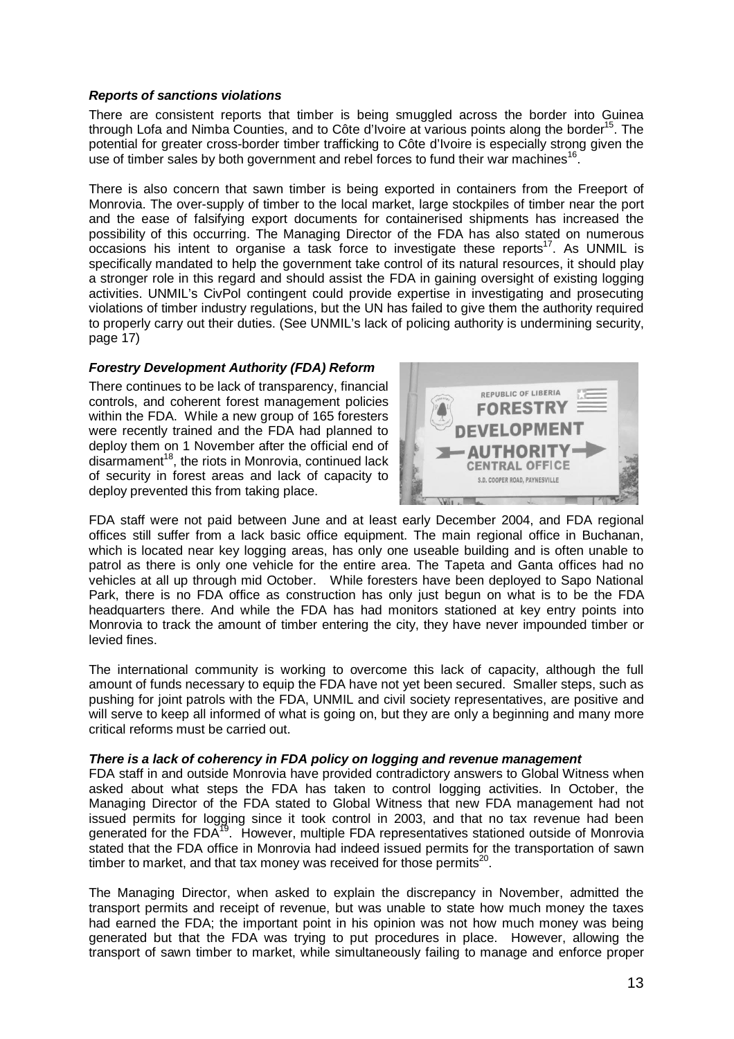### *Reports of sanctions violations*

There are consistent reports that timber is being smuggled across the border into Guinea through Lofa and Nimba Counties, and to Côte d'Ivoire at various points along the border[15]. The potential for greater cross-border timber trafficking to Côte d'Ivoire is especially strong given the use of timber sales by both government and rebel forces to fund their war machines[16].

There is also concern that sawn timber is being exported in containers from the Freeport of Monrovia. The over-supply of timber to the local market, large stockpiles of timber near the port and the ease of falsifying export documents for containerised shipments has increased the possibility of this occurring. The Managing Director of the FDA has also stated on numerous occasions his intent to organise a task force to investigate these reports[17]. As UNMIL is specifically mandated to help the government take control of its natural resources, it should play a stronger role in this regard and should assist the FDA in gaining oversight of existing logging activities. UNMIL's CivPol contingent could provide expertise in investigating and prosecuting violations of timber industry regulations, but the UN has failed to give them the authority required to properly carry out their duties. (See UNMIL's lack of policing authority is undermining security, page 17)

### *Forestry Development Authority (FDA) Reform*

There continues to be lack of transparency, financial controls, and coherent forest management policies within the FDA. While a new group of 165 foresters were recently trained and the FDA had planned to deploy them on 1 November after the official end of disarmament[18], the riots in Monrovia, continued lack of security in forest areas and lack of capacity to deploy prevented this from taking place.

FDA staff were not paid between June and at least early December 2004, and FDA regional offices still suffer from a lack basic office equipment. The main regional office in Buchanan, which is located near key logging areas, has only one useable building and is often unable to patrol as there is only one vehicle for the entire area. The Tapeta and Ganta offices had no vehicles at all up through mid October. While foresters have been deployed to Sapo National Park, there is no FDA office as construction has only just begun on what is to be the FDA headquarters there. And while the FDA has had monitors stationed at key entry points into Monrovia to track the amount of timber entering the city, they have never impounded timber or levied fines.

The international community is working to overcome this lack of capacity, although the full amount of funds necessary to equip the FDA have not yet been secured. Smaller steps, such as pushing for joint patrols with the FDA, UNMIL and civil society representatives, are positive and will serve to keep all informed of what is going on, but they are only a beginning and many more critical reforms must be carried out.

### *There is a lack of coherency in FDA policy on logging and revenue management*

FDA staff in and outside Monrovia have provided contradictory answers to Global Witness when asked about what steps the FDA has taken to control logging activities. In October, the Managing Director of the FDA stated to Global Witness that new FDA management had not issued permits for logging since it took control in 2003, and that no tax revenue had been generated for the FDA[19]. However, multiple FDA representatives stationed outside of Monrovia stated that the FDA office in Monrovia had indeed issued permits for the transportation of sawn timber to market, and that tax money was received for those permits[20].

The Managing Director, when asked to explain the discrepancy in November, admitted the transport permits and receipt of revenue, but was unable to state how much money the taxes had earned the FDA; the important point in his opinion was not how much money was being generated but that the FDA was trying to put procedures in place. However, allowing the transport of sawn timber to market, while simultaneously failing to manage and enforce proper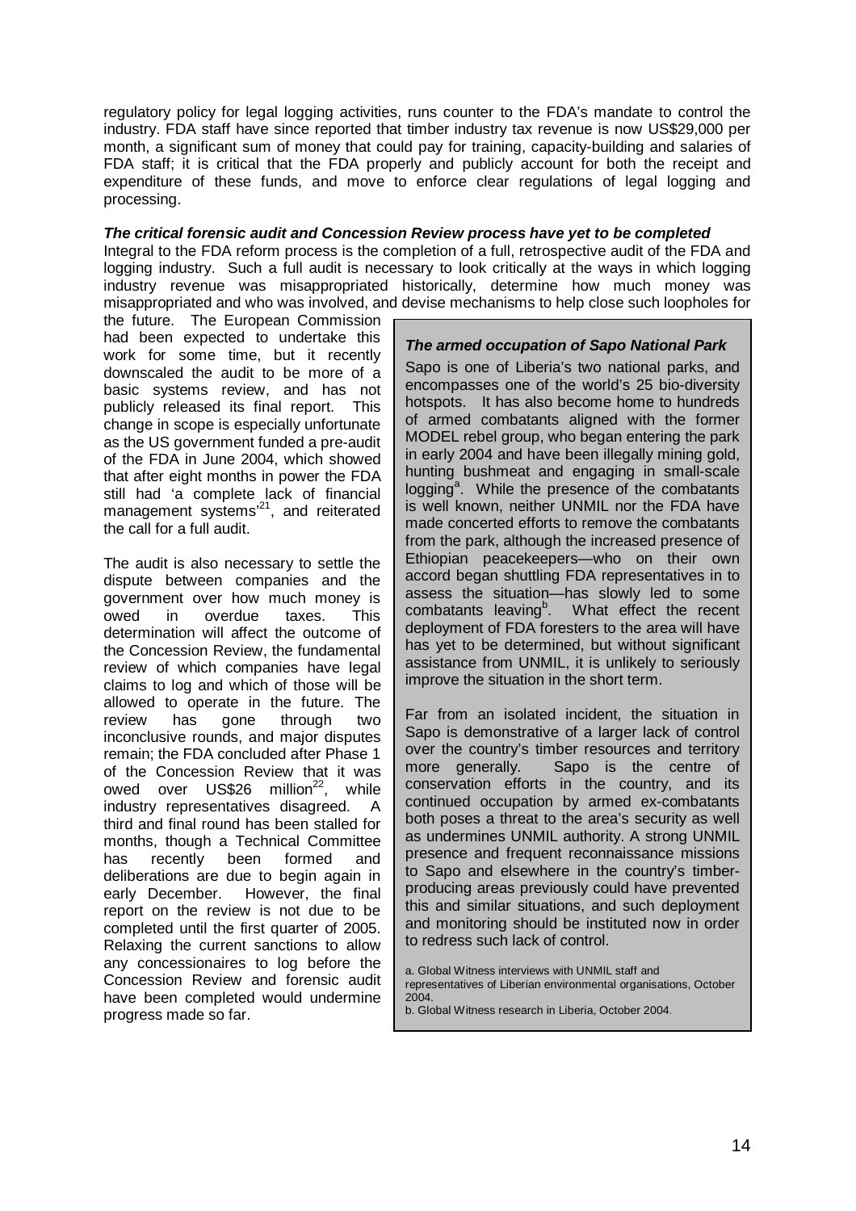regulatory policy for legal logging activities, runs counter to the FDA's mandate to control the industry. FDA staff have since reported that timber industry tax revenue is now US$29,000 per month, a significant sum of money that could pay for training, capacity-building and salaries of FDA staff; it is critical that the FDA properly and publicly account for both the receipt and expenditure of these funds, and move to enforce clear regulations of legal logging and processing.

***The critical forensic audit and Concession Review process have yet to be completed***

Integral to the FDA reform process is the completion of a full, retrospective audit of the FDA and logging industry. Such a full audit is necessary to look critically at the ways in which logging industry revenue was misappropriated historically, determine how much money was misappropriated and who was involved, and devise mechanisms to help close such loopholes for the future. The European Commission had been expected to undertake this work for some time, but it recently downscaled the audit to be more of a basic systems review, and has not publicly released its final report. This change in scope is especially unfortunate as the US government funded a pre-audit of the FDA in June 2004, which showed that after eight months in power the FDA still had 'a complete lack of financial management systems'[21], and reiterated the call for a full audit.

The audit is also necessary to settle the dispute between companies and the government over how much money is owed in overdue taxes. This determination will affect the outcome of the Concession Review, the fundamental review of which companies have legal claims to log and which of those will be allowed to operate in the future. The review has gone through two inconclusive rounds, and major disputes remain; the FDA concluded after Phase 1 of the Concession Review that it was owed over US$26 million[22], while industry representatives disagreed. A third and final round has been stalled for months, though a Technical Committee has recently been formed and deliberations are due to begin again in early December. However, the final report on the review is not due to be completed until the first quarter of 2005. Relaxing the current sanctions to allow any concessionaires to log before the Concession Review and forensic audit have been completed would undermine progress made so far.

***The armed occupation of Sapo National Park***

Sapo is one of Liberia's two national parks, and encompasses one of the world's 25 bio-diversity hotspots. It has also become home to hundreds of armed combatants aligned with the former MODEL rebel group, who began entering the park in early 2004 and have been illegally mining gold, hunting bushmeat and engaging in small-scale logging[a]. While the presence of the combatants is well known, neither UNMIL nor the FDA have made concerted efforts to remove the combatants from the park, although the increased presence of Ethiopian peacekeepers—who on their own accord began shuttling FDA representatives in to assess the situation—has slowly led to some combatants leaving[b]. What effect the recent deployment of FDA foresters to the area will have has yet to be determined, but without significant assistance from UNMIL, it is unlikely to seriously improve the situation in the short term.

Far from an isolated incident, the situation in Sapo is demonstrative of a larger lack of control over the country's timber resources and territory more generally. Sapo is the centre of conservation efforts in the country, and its continued occupation by armed ex-combatants both poses a threat to the area's security as well as undermines UNMIL authority. A strong UNMIL presence and frequent reconnaissance missions to Sapo and elsewhere in the country's timber-producing areas previously could have prevented this and similar situations, and such deployment and monitoring should be instituted now in order to redress such lack of control.

a. Global Witness interviews with UNMIL staff and representatives of Liberian environmental organisations, October 2004.
b. Global Witness research in Liberia, October 2004.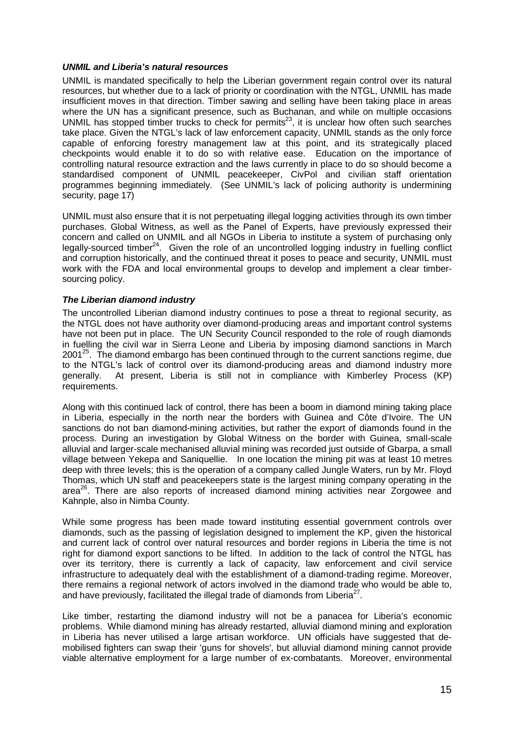### ***UNMIL and Liberia's natural resources***

UNMIL is mandated specifically to help the Liberian government regain control over its natural resources, but whether due to a lack of priority or coordination with the NTGL, UNMIL has made insufficient moves in that direction. Timber sawing and selling have been taking place in areas where the UN has a significant presence, such as Buchanan, and while on multiple occasions UNMIL has stopped timber trucks to check for permits[23], it is unclear how often such searches take place. Given the NTGL's lack of law enforcement capacity, UNMIL stands as the only force capable of enforcing forestry management law at this point, and its strategically placed checkpoints would enable it to do so with relative ease. Education on the importance of controlling natural resource extraction and the laws currently in place to do so should become a standardised component of UNMIL peacekeeper, CivPol and civilian staff orientation programmes beginning immediately. (See UNMIL's lack of policing authority is undermining security, page 17)

UNMIL must also ensure that it is not perpetuating illegal logging activities through its own timber purchases. Global Witness, as well as the Panel of Experts, have previously expressed their concern and called on UNMIL and all NGOs in Liberia to institute a system of purchasing only legally-sourced timber[24]. Given the role of an uncontrolled logging industry in fuelling conflict and corruption historically, and the continued threat it poses to peace and security, UNMIL must work with the FDA and local environmental groups to develop and implement a clear timber-sourcing policy.

### ***The Liberian diamond industry***

The uncontrolled Liberian diamond industry continues to pose a threat to regional security, as the NTGL does not have authority over diamond-producing areas and important control systems have not been put in place. The UN Security Council responded to the role of rough diamonds in fuelling the civil war in Sierra Leone and Liberia by imposing diamond sanctions in March 2001[25]. The diamond embargo has been continued through to the current sanctions regime, due to the NTGL's lack of control over its diamond-producing areas and diamond industry more generally. At present, Liberia is still not in compliance with Kimberley Process (KP) requirements.

Along with this continued lack of control, there has been a boom in diamond mining taking place in Liberia, especially in the north near the borders with Guinea and Côte d'Ivoire. The UN sanctions do not ban diamond-mining activities, but rather the export of diamonds found in the process. During an investigation by Global Witness on the border with Guinea, small-scale alluvial and larger-scale mechanised alluvial mining was recorded just outside of Gbarpa, a small village between Yekepa and Saniquellie. In one location the mining pit was at least 10 metres deep with three levels; this is the operation of a company called Jungle Waters, run by Mr. Floyd Thomas, which UN staff and peacekeepers state is the largest mining company operating in the area[26]. There are also reports of increased diamond mining activities near Zorgowee and Kahnple, also in Nimba County.

While some progress has been made toward instituting essential government controls over diamonds, such as the passing of legislation designed to implement the KP, given the historical and current lack of control over natural resources and border regions in Liberia the time is not right for diamond export sanctions to be lifted. In addition to the lack of control the NTGL has over its territory, there is currently a lack of capacity, law enforcement and civil service infrastructure to adequately deal with the establishment of a diamond-trading regime. Moreover, there remains a regional network of actors involved in the diamond trade who would be able to, and have previously, facilitated the illegal trade of diamonds from Liberia[27].

Like timber, restarting the diamond industry will not be a panacea for Liberia's economic problems. While diamond mining has already restarted, alluvial diamond mining and exploration in Liberia has never utilised a large artisan workforce. UN officials have suggested that de-mobilised fighters can swap their 'guns for shovels', but alluvial diamond mining cannot provide viable alternative employment for a large number of ex-combatants. Moreover, environmental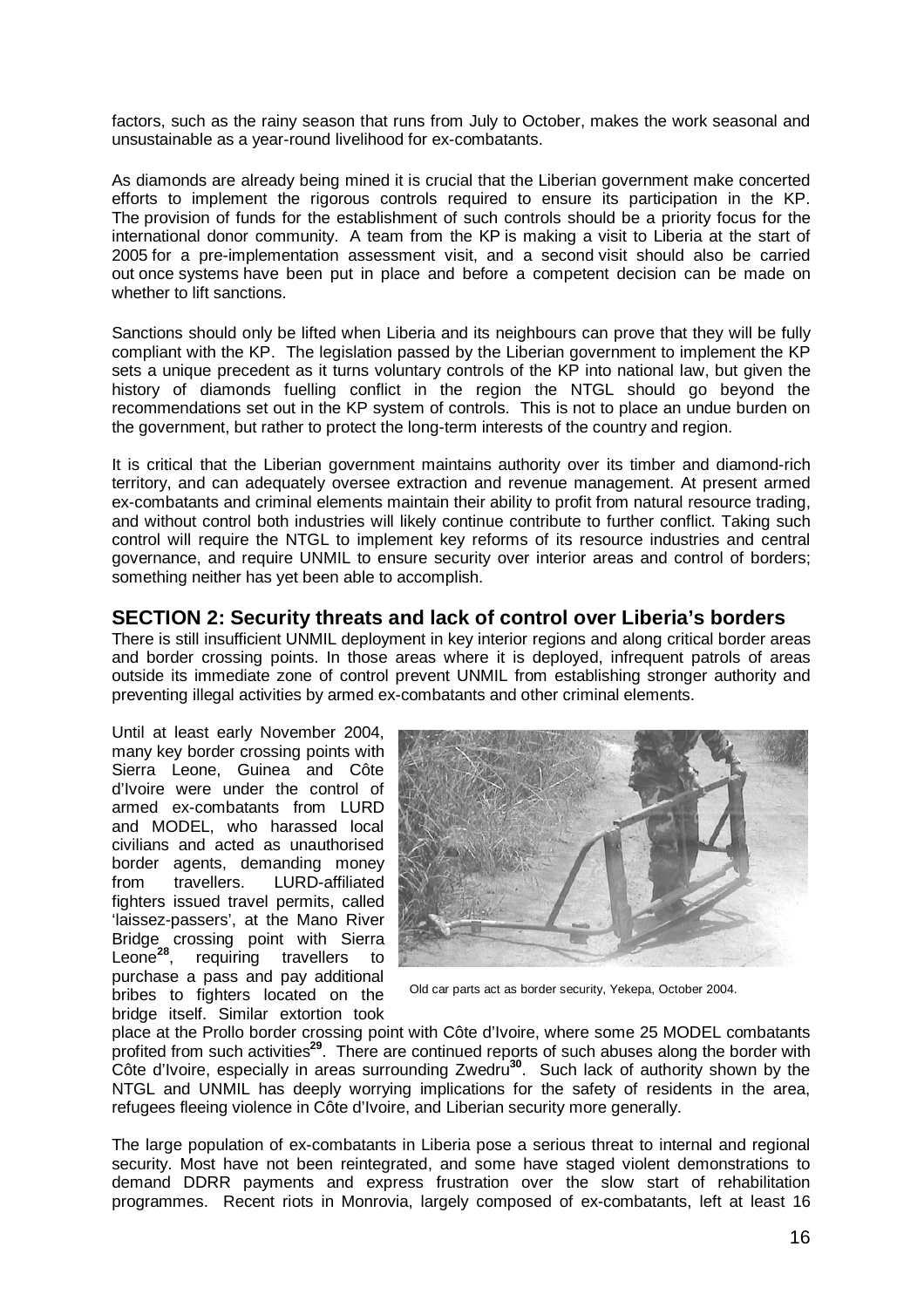factors, such as the rainy season that runs from July to October, makes the work seasonal and unsustainable as a year-round livelihood for ex-combatants.

As diamonds are already being mined it is crucial that the Liberian government make concerted efforts to implement the rigorous controls required to ensure its participation in the KP. The provision of funds for the establishment of such controls should be a priority focus for the international donor community. A team from the KP is making a visit to Liberia at the start of 2005 for a pre-implementation assessment visit, and a second visit should also be carried out once systems have been put in place and before a competent decision can be made on whether to lift sanctions.

Sanctions should only be lifted when Liberia and its neighbours can prove that they will be fully compliant with the KP. The legislation passed by the Liberian government to implement the KP sets a unique precedent as it turns voluntary controls of the KP into national law, but given the history of diamonds fuelling conflict in the region the NTGL should go beyond the recommendations set out in the KP system of controls. This is not to place an undue burden on the government, but rather to protect the long-term interests of the country and region.

It is critical that the Liberian government maintains authority over its timber and diamond-rich territory, and can adequately oversee extraction and revenue management. At present armed ex-combatants and criminal elements maintain their ability to profit from natural resource trading, and without control both industries will likely continue contribute to further conflict. Taking such control will require the NTGL to implement key reforms of its resource industries and central governance, and require UNMIL to ensure security over interior areas and control of borders; something neither has yet been able to accomplish.

## SECTION 2: Security threats and lack of control over Liberia's borders

There is still insufficient UNMIL deployment in key interior regions and along critical border areas and border crossing points. In those areas where it is deployed, infrequent patrols of areas outside its immediate zone of control prevent UNMIL from establishing stronger authority and preventing illegal activities by armed ex-combatants and other criminal elements.

Until at least early November 2004, many key border crossing points with Sierra Leone, Guinea and Côte d'Ivoire were under the control of armed ex-combatants from LURD and MODEL, who harassed local civilians and acted as unauthorised border agents, demanding money from travellers. LURD-affiliated fighters issued travel permits, called 'laissez-passers', at the Mano River Bridge crossing point with Sierra Leone[28], requiring travellers to purchase a pass and pay additional bribes to fighters located on the bridge itself. Similar extortion took place at the Prollo border crossing point with Côte d'Ivoire, where some 25 MODEL combatants profited from such activities[29]. There are continued reports of such abuses along the border with Côte d'Ivoire, especially in areas surrounding Zwedru[30]. Such lack of authority shown by the NTGL and UNMIL has deeply worrying implications for the safety of residents in the area, refugees fleeing violence in Côte d'Ivoire, and Liberian security more generally.

Old car parts act as border security, Yekepa, October 2004.

The large population of ex-combatants in Liberia pose a serious threat to internal and regional security. Most have not been reintegrated, and some have staged violent demonstrations to demand DDRR payments and express frustration over the slow start of rehabilitation programmes. Recent riots in Monrovia, largely composed of ex-combatants, left at least 16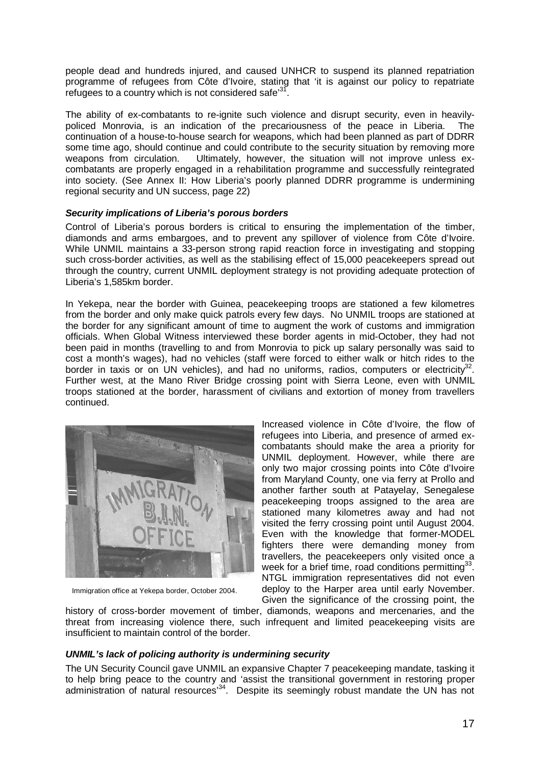people dead and hundreds injured, and caused UNHCR to suspend its planned repatriation programme of refugees from Côte d'Ivoire, stating that 'it is against our policy to repatriate refugees to a country which is not considered safe'[31].

The ability of ex-combatants to re-ignite such violence and disrupt security, even in heavily-policed Monrovia, is an indication of the precariousness of the peace in Liberia. The continuation of a house-to-house search for weapons, which had been planned as part of DDRR some time ago, should continue and could contribute to the security situation by removing more weapons from circulation. Ultimately, however, the situation will not improve unless ex-combatants are properly engaged in a rehabilitation programme and successfully reintegrated into society. (See Annex II: How Liberia's poorly planned DDRR programme is undermining regional security and UN success, page 22)

***Security implications of Liberia's porous borders***

Control of Liberia's porous borders is critical to ensuring the implementation of the timber, diamonds and arms embargoes, and to prevent any spillover of violence from Côte d'Ivoire. While UNMIL maintains a 33-person strong rapid reaction force in investigating and stopping such cross-border activities, as well as the stabilising effect of 15,000 peacekeepers spread out through the country, current UNMIL deployment strategy is not providing adequate protection of Liberia's 1,585km border.

In Yekepa, near the border with Guinea, peacekeeping troops are stationed a few kilometres from the border and only make quick patrols every few days. No UNMIL troops are stationed at the border for any significant amount of time to augment the work of customs and immigration officials. When Global Witness interviewed these border agents in mid-October, they had not been paid in months (travelling to and from Monrovia to pick up salary personally was said to cost a month's wages), had no vehicles (staff were forced to either walk or hitch rides to the border in taxis or on UN vehicles), and had no uniforms, radios, computers or electricity[32]. Further west, at the Mano River Bridge crossing point with Sierra Leone, even with UNMIL troops stationed at the border, harassment of civilians and extortion of money from travellers continued.

Immigration office at Yekepa border, October 2004.

Increased violence in Côte d'Ivoire, the flow of refugees into Liberia, and presence of armed ex-combatants should make the area a priority for UNMIL deployment. However, while there are only two major crossing points into Côte d'Ivoire from Maryland County, one via ferry at Prollo and another farther south at Patayelay, Senegalese peacekeeping troops assigned to the area are stationed many kilometres away and had not visited the ferry crossing point until August 2004. Even with the knowledge that former-MODEL fighters there were demanding money from travellers, the peacekeepers only visited once a week for a brief time, road conditions permitting[33]. NTGL immigration representatives did not even deploy to the Harper area until early November. Given the significance of the crossing point, the history of cross-border movement of timber, diamonds, weapons and mercenaries, and the threat from increasing violence there, such infrequent and limited peacekeeping visits are insufficient to maintain control of the border.

***UNMIL's lack of policing authority is undermining security***

The UN Security Council gave UNMIL an expansive Chapter 7 peacekeeping mandate, tasking it to help bring peace to the country and 'assist the transitional government in restoring proper administration of natural resources'[34]. Despite its seemingly robust mandate the UN has not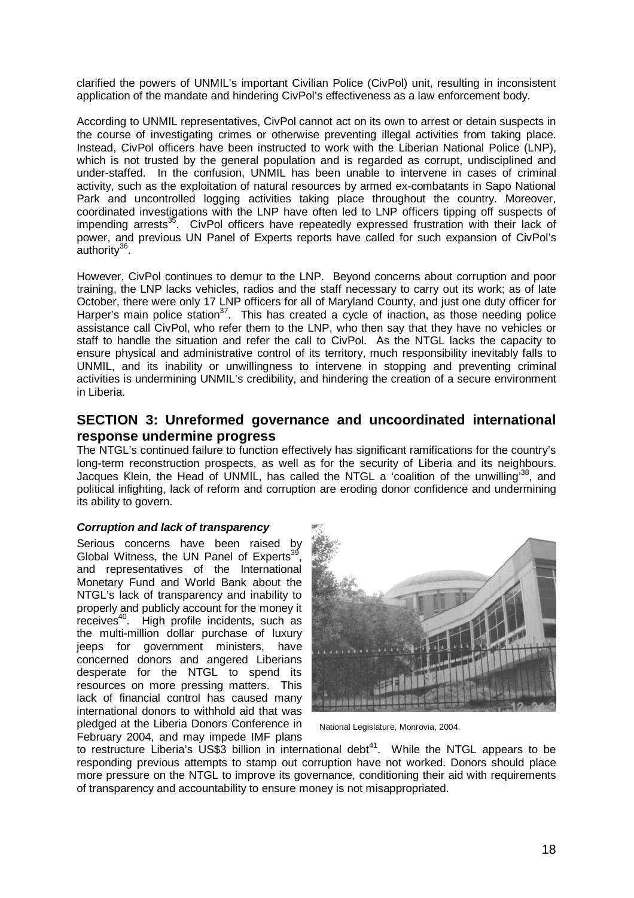clarified the powers of UNMIL's important Civilian Police (CivPol) unit, resulting in inconsistent application of the mandate and hindering CivPol's effectiveness as a law enforcement body.

According to UNMIL representatives, CivPol cannot act on its own to arrest or detain suspects in the course of investigating crimes or otherwise preventing illegal activities from taking place. Instead, CivPol officers have been instructed to work with the Liberian National Police (LNP), which is not trusted by the general population and is regarded as corrupt, undisciplined and under-staffed. In the confusion, UNMIL has been unable to intervene in cases of criminal activity, such as the exploitation of natural resources by armed ex-combatants in Sapo National Park and uncontrolled logging activities taking place throughout the country. Moreover, coordinated investigations with the LNP have often led to LNP officers tipping off suspects of impending arrests[35]. CivPol officers have repeatedly expressed frustration with their lack of power, and previous UN Panel of Experts reports have called for such expansion of CivPol's authority[36].

However, CivPol continues to demur to the LNP. Beyond concerns about corruption and poor training, the LNP lacks vehicles, radios and the staff necessary to carry out its work; as of late October, there were only 17 LNP officers for all of Maryland County, and just one duty officer for Harper's main police station[37]. This has created a cycle of inaction, as those needing police assistance call CivPol, who refer them to the LNP, who then say that they have no vehicles or staff to handle the situation and refer the call to CivPol. As the NTGL lacks the capacity to ensure physical and administrative control of its territory, much responsibility inevitably falls to UNMIL, and its inability or unwillingness to intervene in stopping and preventing criminal activities is undermining UNMIL's credibility, and hindering the creation of a secure environment in Liberia.

## SECTION 3: Unreformed governance and uncoordinated international response undermine progress

The NTGL's continued failure to function effectively has significant ramifications for the country's long-term reconstruction prospects, as well as for the security of Liberia and its neighbours. Jacques Klein, the Head of UNMIL, has called the NTGL a 'coalition of the unwilling'[38], and political infighting, lack of reform and corruption are eroding donor confidence and undermining its ability to govern.

### *Corruption and lack of transparency*

Serious concerns have been raised by Global Witness, the UN Panel of Experts[39], and representatives of the International Monetary Fund and World Bank about the NTGL's lack of transparency and inability to properly and publicly account for the money it receives[40]. High profile incidents, such as the multi-million dollar purchase of luxury jeeps for government ministers, have concerned donors and angered Liberians desperate for the NTGL to spend its resources on more pressing matters. This lack of financial control has caused many international donors to withhold aid that was pledged at the Liberia Donors Conference in February 2004, and may impede IMF plans to restructure Liberia's US$3 billion in international debt[41]. While the NTGL appears to be responding previous attempts to stamp out corruption have not worked. Donors should place more pressure on the NTGL to improve its governance, conditioning their aid with requirements of transparency and accountability to ensure money is not misappropriated.

National Legislature, Monrovia, 2004.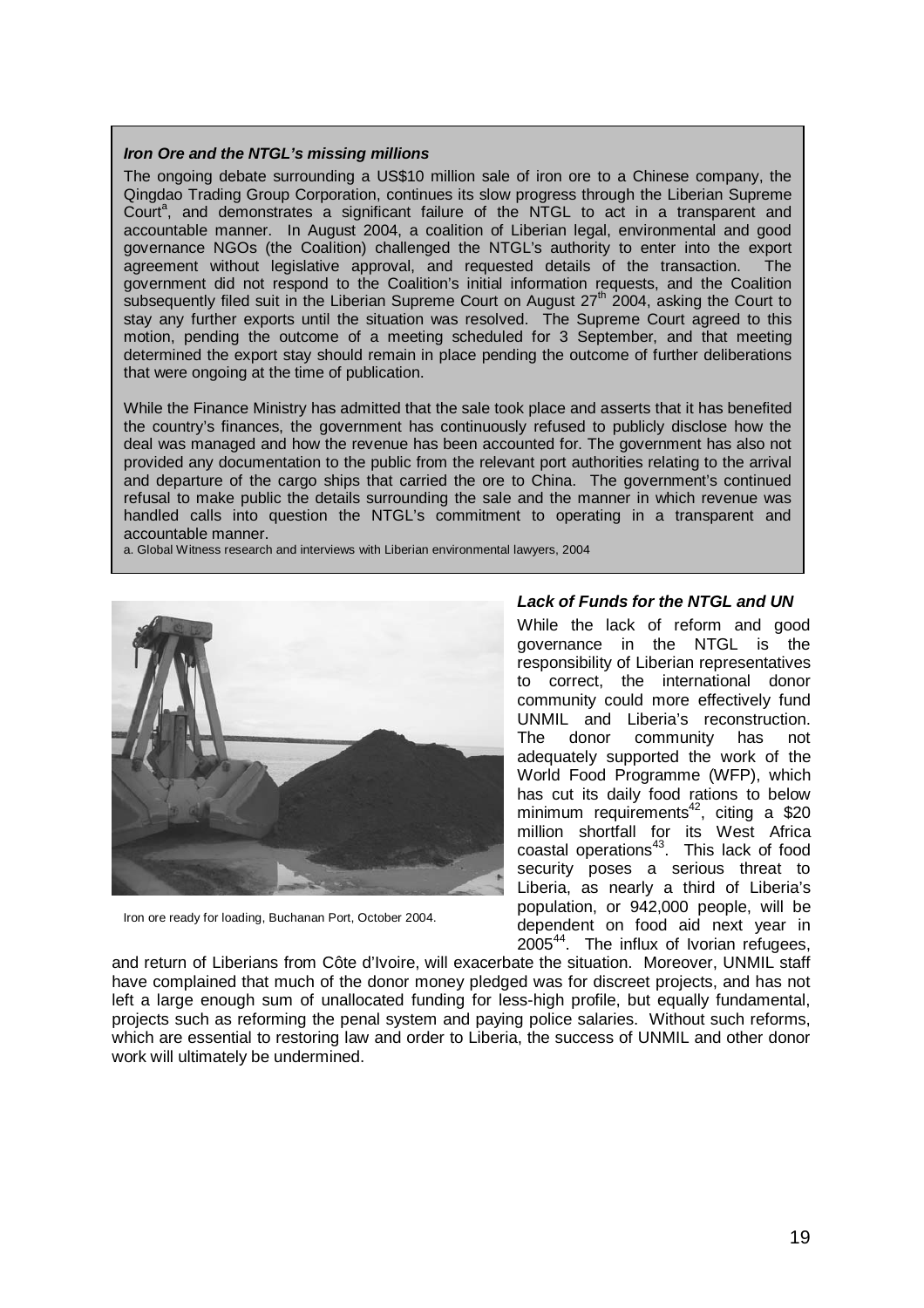### *Iron Ore and the NTGL's missing millions*

The ongoing debate surrounding a US$10 million sale of iron ore to a Chinese company, the Qingdao Trading Group Corporation, continues its slow progress through the Liberian Supreme Court[a], and demonstrates a significant failure of the NTGL to act in a transparent and accountable manner. In August 2004, a coalition of Liberian legal, environmental and good governance NGOs (the Coalition) challenged the NTGL's authority to enter into the export agreement without legislative approval, and requested details of the transaction. The government did not respond to the Coalition's initial information requests, and the Coalition subsequently filed suit in the Liberian Supreme Court on August 27th 2004, asking the Court to stay any further exports until the situation was resolved. The Supreme Court agreed to this motion, pending the outcome of a meeting scheduled for 3 September, and that meeting determined the export stay should remain in place pending the outcome of further deliberations that were ongoing at the time of publication.

While the Finance Ministry has admitted that the sale took place and asserts that it has benefited the country's finances, the government has continuously refused to publicly disclose how the deal was managed and how the revenue has been accounted for. The government has also not provided any documentation to the public from the relevant port authorities relating to the arrival and departure of the cargo ships that carried the ore to China. The government's continued refusal to make public the details surrounding the sale and the manner in which revenue was handled calls into question the NTGL's commitment to operating in a transparent and accountable manner.

a. Global Witness research and interviews with Liberian environmental lawyers, 2004

Iron ore ready for loading, Buchanan Port, October 2004.

### *Lack of Funds for the NTGL and UN*

While the lack of reform and good governance in the NTGL is the responsibility of Liberian representatives to correct, the international donor community could more effectively fund UNMIL and Liberia's reconstruction. The donor community has not adequately supported the work of the World Food Programme (WFP), which has cut its daily food rations to below minimum requirements[42], citing a $20 million shortfall for its West Africa coastal operations[43]. This lack of food security poses a serious threat to Liberia, as nearly a third of Liberia's population, or 942,000 people, will be dependent on food aid next year in 2005[44]. The influx of Ivorian refugees, and return of Liberians from Côte d'Ivoire, will exacerbate the situation. Moreover, UNMIL staff have complained that much of the donor money pledged was for discreet projects, and has not left a large enough sum of unallocated funding for less-high profile, but equally fundamental, projects such as reforming the penal system and paying police salaries. Without such reforms, which are essential to restoring law and order to Liberia, the success of UNMIL and other donor work will ultimately be undermined.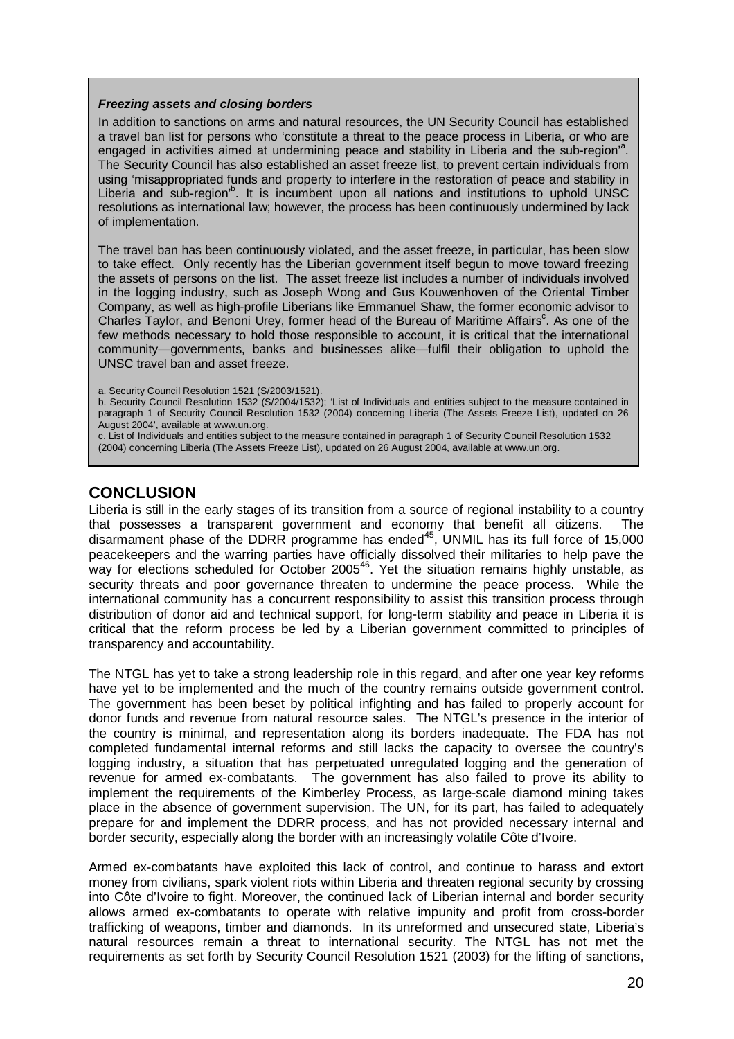**_Freezing assets and closing borders_**

In addition to sanctions on arms and natural resources, the UN Security Council has established a travel ban list for persons who 'constitute a threat to the peace process in Liberia, or who are engaged in activities aimed at undermining peace and stability in Liberia and the sub-region'[a]. The Security Council has also established an asset freeze list, to prevent certain individuals from using 'misappropriated funds and property to interfere in the restoration of peace and stability in Liberia and sub-region'[b]. It is incumbent upon all nations and institutions to uphold UNSC resolutions as international law; however, the process has been continuously undermined by lack of implementation.

The travel ban has been continuously violated, and the asset freeze, in particular, has been slow to take effect. Only recently has the Liberian government itself begun to move toward freezing the assets of persons on the list. The asset freeze list includes a number of individuals involved in the logging industry, such as Joseph Wong and Gus Kouwenhoven of the Oriental Timber Company, as well as high-profile Liberians like Emmanuel Shaw, the former economic advisor to Charles Taylor, and Benoni Urey, former head of the Bureau of Maritime Affairs[c]. As one of the few methods necessary to hold those responsible to account, it is critical that the international community—governments, banks and businesses alike—fulfil their obligation to uphold the UNSC travel ban and asset freeze.

a. Security Council Resolution 1521 (S/2003/1521).
b. Security Council Resolution 1532 (S/2004/1532); 'List of Individuals and entities subject to the measure contained in paragraph 1 of Security Council Resolution 1532 (2004) concerning Liberia (The Assets Freeze List), updated on 26 August 2004', available at www.un.org.
c. List of Individuals and entities subject to the measure contained in paragraph 1 of Security Council Resolution 1532 (2004) concerning Liberia (The Assets Freeze List), updated on 26 August 2004, available at www.un.org.

## CONCLUSION

Liberia is still in the early stages of its transition from a source of regional instability to a country that possesses a transparent government and economy that benefit all citizens. The disarmament phase of the DDRR programme has ended[45], UNMIL has its full force of 15,000 peacekeepers and the warring parties have officially dissolved their militaries to help pave the way for elections scheduled for October 2005[46]. Yet the situation remains highly unstable, as security threats and poor governance threaten to undermine the peace process. While the international community has a concurrent responsibility to assist this transition process through distribution of donor aid and technical support, for long-term stability and peace in Liberia it is critical that the reform process be led by a Liberian government committed to principles of transparency and accountability.

The NTGL has yet to take a strong leadership role in this regard, and after one year key reforms have yet to be implemented and the much of the country remains outside government control. The government has been beset by political infighting and has failed to properly account for donor funds and revenue from natural resource sales. The NTGL's presence in the interior of the country is minimal, and representation along its borders inadequate. The FDA has not completed fundamental internal reforms and still lacks the capacity to oversee the country's logging industry, a situation that has perpetuated unregulated logging and the generation of revenue for armed ex-combatants. The government has also failed to prove its ability to implement the requirements of the Kimberley Process, as large-scale diamond mining takes place in the absence of government supervision. The UN, for its part, has failed to adequately prepare for and implement the DDRR process, and has not provided necessary internal and border security, especially along the border with an increasingly volatile Côte d'Ivoire.

Armed ex-combatants have exploited this lack of control, and continue to harass and extort money from civilians, spark violent riots within Liberia and threaten regional security by crossing into Côte d'Ivoire to fight. Moreover, the continued lack of Liberian internal and border security allows armed ex-combatants to operate with relative impunity and profit from cross-border trafficking of weapons, timber and diamonds. In its unreformed and unsecured state, Liberia's natural resources remain a threat to international security. The NTGL has not met the requirements as set forth by Security Council Resolution 1521 (2003) for the lifting of sanctions,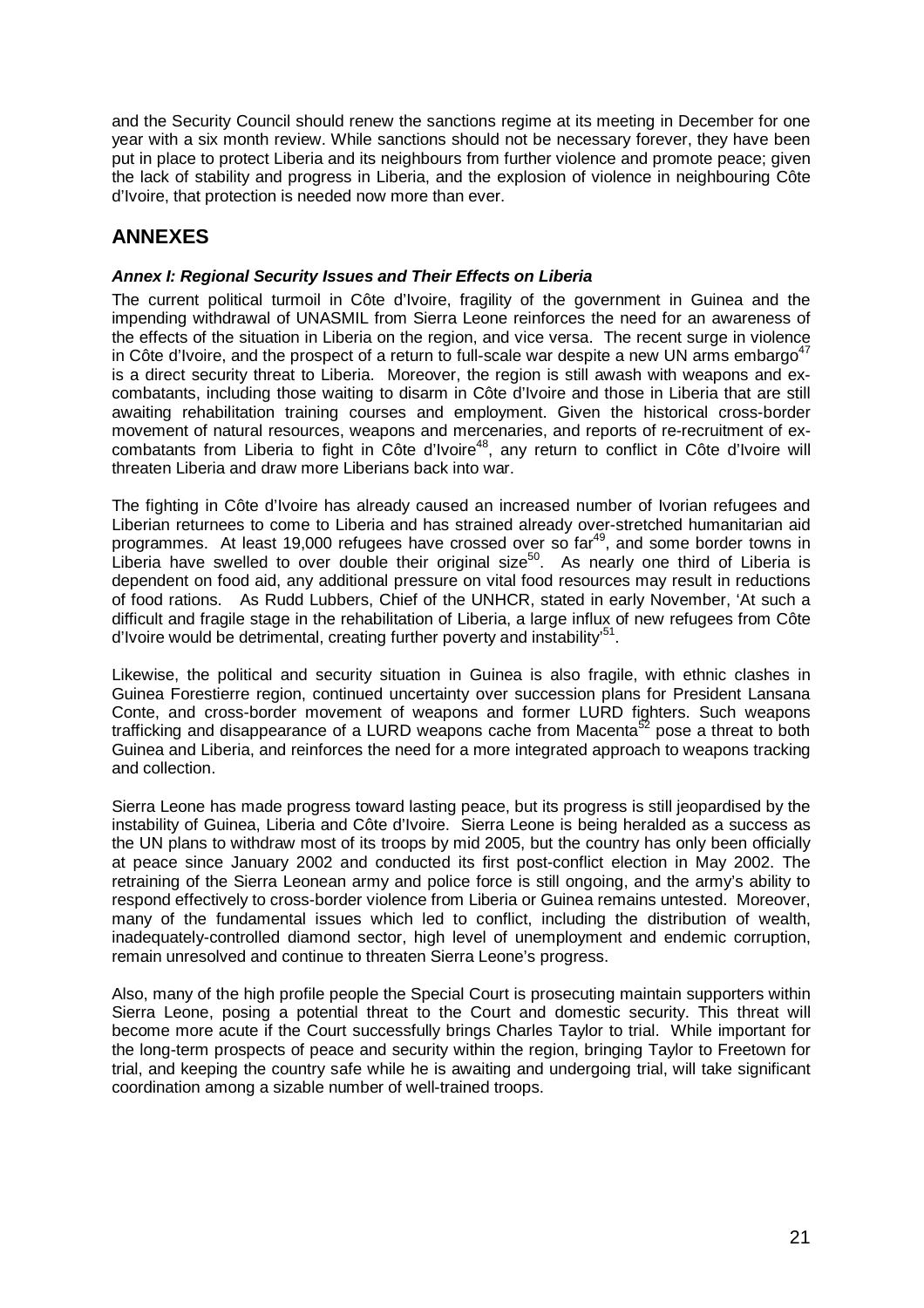and the Security Council should renew the sanctions regime at its meeting in December for one year with a six month review. While sanctions should not be necessary forever, they have been put in place to protect Liberia and its neighbours from further violence and promote peace; given the lack of stability and progress in Liberia, and the explosion of violence in neighbouring Côte d'Ivoire, that protection is needed now more than ever.

## ANNEXES

### *Annex I: Regional Security Issues and Their Effects on Liberia*

The current political turmoil in Côte d'Ivoire, fragility of the government in Guinea and the impending withdrawal of UNASMIL from Sierra Leone reinforces the need for an awareness of the effects of the situation in Liberia on the region, and vice versa. The recent surge in violence in Côte d'Ivoire, and the prospect of a return to full-scale war despite a new UN arms embargo[47] is a direct security threat to Liberia. Moreover, the region is still awash with weapons and ex-combatants, including those waiting to disarm in Côte d'Ivoire and those in Liberia that are still awaiting rehabilitation training courses and employment. Given the historical cross-border movement of natural resources, weapons and mercenaries, and reports of re-recruitment of ex-combatants from Liberia to fight in Côte d'Ivoire[48], any return to conflict in Côte d'Ivoire will threaten Liberia and draw more Liberians back into war.

The fighting in Côte d'Ivoire has already caused an increased number of Ivorian refugees and Liberian returnees to come to Liberia and has strained already over-stretched humanitarian aid programmes. At least 19,000 refugees have crossed over so far[49], and some border towns in Liberia have swelled to over double their original size[50]. As nearly one third of Liberia is dependent on food aid, any additional pressure on vital food resources may result in reductions of food rations. As Rudd Lubbers, Chief of the UNHCR, stated in early November, 'At such a difficult and fragile stage in the rehabilitation of Liberia, a large influx of new refugees from Côte d'Ivoire would be detrimental, creating further poverty and instability'[51].

Likewise, the political and security situation in Guinea is also fragile, with ethnic clashes in Guinea Forestierre region, continued uncertainty over succession plans for President Lansana Conte, and cross-border movement of weapons and former LURD fighters. Such weapons trafficking and disappearance of a LURD weapons cache from Macenta[52] pose a threat to both Guinea and Liberia, and reinforces the need for a more integrated approach to weapons tracking and collection.

Sierra Leone has made progress toward lasting peace, but its progress is still jeopardised by the instability of Guinea, Liberia and Côte d'Ivoire. Sierra Leone is being heralded as a success as the UN plans to withdraw most of its troops by mid 2005, but the country has only been officially at peace since January 2002 and conducted its first post-conflict election in May 2002. The retraining of the Sierra Leonean army and police force is still ongoing, and the army's ability to respond effectively to cross-border violence from Liberia or Guinea remains untested. Moreover, many of the fundamental issues which led to conflict, including the distribution of wealth, inadequately-controlled diamond sector, high level of unemployment and endemic corruption, remain unresolved and continue to threaten Sierra Leone's progress.

Also, many of the high profile people the Special Court is prosecuting maintain supporters within Sierra Leone, posing a potential threat to the Court and domestic security. This threat will become more acute if the Court successfully brings Charles Taylor to trial. While important for the long-term prospects of peace and security within the region, bringing Taylor to Freetown for trial, and keeping the country safe while he is awaiting and undergoing trial, will take significant coordination among a sizable number of well-trained troops.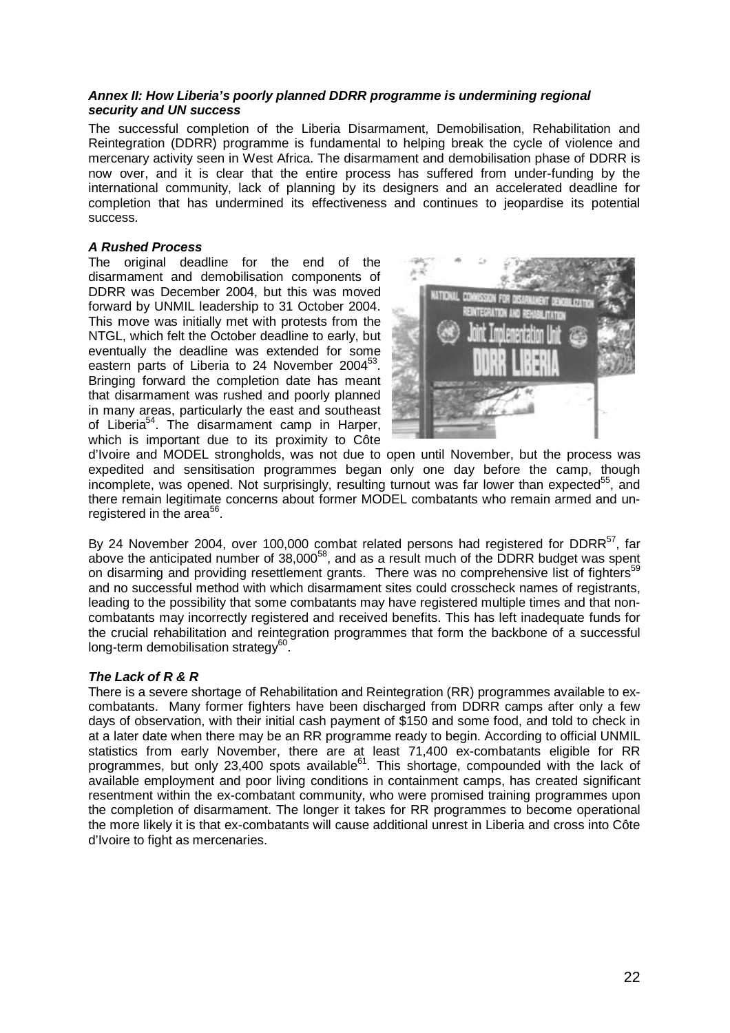***Annex II: How Liberia's poorly planned DDRR programme is undermining regional security and UN success***

The successful completion of the Liberia Disarmament, Demobilisation, Rehabilitation and Reintegration (DDRR) programme is fundamental to helping break the cycle of violence and mercenary activity seen in West Africa. The disarmament and demobilisation phase of DDRR is now over, and it is clear that the entire process has suffered from under-funding by the international community, lack of planning by its designers and an accelerated deadline for completion that has undermined its effectiveness and continues to jeopardise its potential success.

***A Rushed Process***

The original deadline for the end of the disarmament and demobilisation components of DDRR was December 2004, but this was moved forward by UNMIL leadership to 31 October 2004. This move was initially met with protests from the NTGL, which felt the October deadline to early, but eventually the deadline was extended for some eastern parts of Liberia to 24 November 2004[53]. Bringing forward the completion date has meant that disarmament was rushed and poorly planned in many areas, particularly the east and southeast of Liberia[54]. The disarmament camp in Harper, which is important due to its proximity to Côte d'Ivoire and MODEL strongholds, was not due to open until November, but the process was expedited and sensitisation programmes began only one day before the camp, though incomplete, was opened. Not surprisingly, resulting turnout was far lower than expected[55], and there remain legitimate concerns about former MODEL combatants who remain armed and un-registered in the area[56].

By 24 November 2004, over 100,000 combat related persons had registered for DDRR[57], far above the anticipated number of 38,000[58], and as a result much of the DDRR budget was spent on disarming and providing resettlement grants. There was no comprehensive list of fighters[59] and no successful method with which disarmament sites could crosscheck names of registrants, leading to the possibility that some combatants may have registered multiple times and that non-combatants may incorrectly registered and received benefits. This has left inadequate funds for the crucial rehabilitation and reintegration programmes that form the backbone of a successful long-term demobilisation strategy[60].

***The Lack of R & R***

There is a severe shortage of Rehabilitation and Reintegration (RR) programmes available to ex-combatants. Many former fighters have been discharged from DDRR camps after only a few days of observation, with their initial cash payment of $150 and some food, and told to check in at a later date when there may be an RR programme ready to begin. According to official UNMIL statistics from early November, there are at least 71,400 ex-combatants eligible for RR programmes, but only 23,400 spots available[61]. This shortage, compounded with the lack of available employment and poor living conditions in containment camps, has created significant resentment within the ex-combatant community, who were promised training programmes upon the completion of disarmament. The longer it takes for RR programmes to become operational the more likely it is that ex-combatants will cause additional unrest in Liberia and cross into Côte d'Ivoire to fight as mercenaries.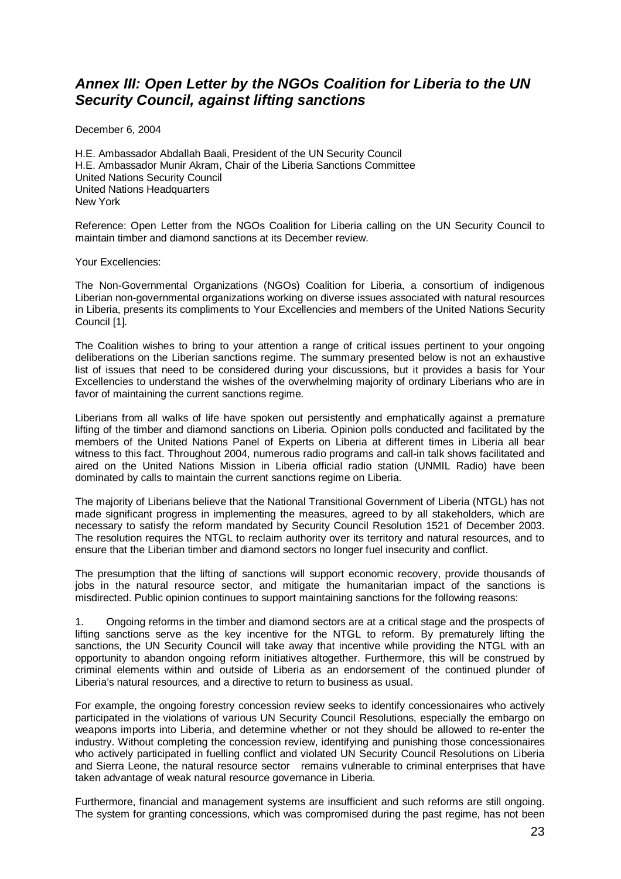## *Annex III: Open Letter by the NGOs Coalition for Liberia to the UN Security Council, against lifting sanctions*

December 6, 2004

H.E. Ambassador Abdallah Baali, President of the UN Security Council
H.E. Ambassador Munir Akram, Chair of the Liberia Sanctions Committee
United Nations Security Council
United Nations Headquarters
New York

Reference: Open Letter from the NGOs Coalition for Liberia calling on the UN Security Council to maintain timber and diamond sanctions at its December review.

Your Excellencies:

The Non-Governmental Organizations (NGOs) Coalition for Liberia, a consortium of indigenous Liberian non-governmental organizations working on diverse issues associated with natural resources in Liberia, presents its compliments to Your Excellencies and members of the United Nations Security Council [1].

The Coalition wishes to bring to your attention a range of critical issues pertinent to your ongoing deliberations on the Liberian sanctions regime. The summary presented below is not an exhaustive list of issues that need to be considered during your discussions, but it provides a basis for Your Excellencies to understand the wishes of the overwhelming majority of ordinary Liberians who are in favor of maintaining the current sanctions regime.

Liberians from all walks of life have spoken out persistently and emphatically against a premature lifting of the timber and diamond sanctions on Liberia. Opinion polls conducted and facilitated by the members of the United Nations Panel of Experts on Liberia at different times in Liberia all bear witness to this fact. Throughout 2004, numerous radio programs and call-in talk shows facilitated and aired on the United Nations Mission in Liberia official radio station (UNMIL Radio) have been dominated by calls to maintain the current sanctions regime on Liberia.

The majority of Liberians believe that the National Transitional Government of Liberia (NTGL) has not made significant progress in implementing the measures, agreed to by all stakeholders, which are necessary to satisfy the reform mandated by Security Council Resolution 1521 of December 2003. The resolution requires the NTGL to reclaim authority over its territory and natural resources, and to ensure that the Liberian timber and diamond sectors no longer fuel insecurity and conflict.

The presumption that the lifting of sanctions will support economic recovery, provide thousands of jobs in the natural resource sector, and mitigate the humanitarian impact of the sanctions is misdirected. Public opinion continues to support maintaining sanctions for the following reasons:

1. Ongoing reforms in the timber and diamond sectors are at a critical stage and the prospects of lifting sanctions serve as the key incentive for the NTGL to reform. By prematurely lifting the sanctions, the UN Security Council will take away that incentive while providing the NTGL with an opportunity to abandon ongoing reform initiatives altogether. Furthermore, this will be construed by criminal elements within and outside of Liberia as an endorsement of the continued plunder of Liberia's natural resources, and a directive to return to business as usual.

For example, the ongoing forestry concession review seeks to identify concessionaires who actively participated in the violations of various UN Security Council Resolutions, especially the embargo on weapons imports into Liberia, and determine whether or not they should be allowed to re-enter the industry. Without completing the concession review, identifying and punishing those concessionaires who actively participated in fuelling conflict and violated UN Security Council Resolutions on Liberia and Sierra Leone, the natural resource sector remains vulnerable to criminal enterprises that have taken advantage of weak natural resource governance in Liberia.

Furthermore, financial and management systems are insufficient and such reforms are still ongoing. The system for granting concessions, which was compromised during the past regime, has not been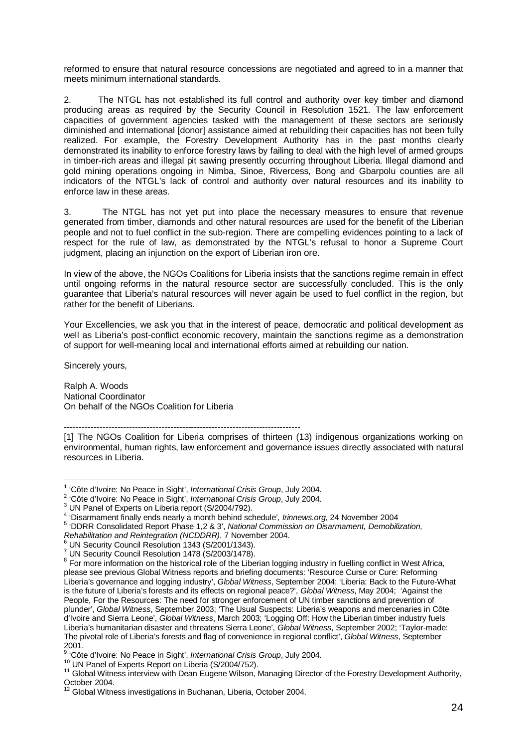reformed to ensure that natural resource concessions are negotiated and agreed to in a manner that meets minimum international standards.

2. The NTGL has not established its full control and authority over key timber and diamond producing areas as required by the Security Council in Resolution 1521. The law enforcement capacities of government agencies tasked with the management of these sectors are seriously diminished and international [donor] assistance aimed at rebuilding their capacities has not been fully realized. For example, the Forestry Development Authority has in the past months clearly demonstrated its inability to enforce forestry laws by failing to deal with the high level of armed groups in timber-rich areas and illegal pit sawing presently occurring throughout Liberia. Illegal diamond and gold mining operations ongoing in Nimba, Sinoe, Rivercess, Bong and Gbarpolu counties are all indicators of the NTGL's lack of control and authority over natural resources and its inability to enforce law in these areas.

3. The NTGL has not yet put into place the necessary measures to ensure that revenue generated from timber, diamonds and other natural resources are used for the benefit of the Liberian people and not to fuel conflict in the sub-region. There are compelling evidences pointing to a lack of respect for the rule of law, as demonstrated by the NTGL's refusal to honor a Supreme Court judgment, placing an injunction on the export of Liberian iron ore.

In view of the above, the NGOs Coalitions for Liberia insists that the sanctions regime remain in effect until ongoing reforms in the natural resource sector are successfully concluded. This is the only guarantee that Liberia's natural resources will never again be used to fuel conflict in the region, but rather for the benefit of Liberians.

Your Excellencies, we ask you that in the interest of peace, democratic and political development as well as Liberia's post-conflict economic recovery, maintain the sanctions regime as a demonstration of support for well-meaning local and international efforts aimed at rebuilding our nation.

Sincerely yours,

Ralph A. Woods
National Coordinator
On behalf of the NGOs Coalition for Liberia

--------------------------------------------------------------------------------

[1] The NGOs Coalition for Liberia comprises of thirteen (13) indigenous organizations working on environmental, human rights, law enforcement and governance issues directly associated with natural resources in Liberia.

---

[1] 'Côte d'Ivoire: No Peace in Sight', *International Crisis Group*, July 2004.
[2] 'Côte d'Ivoire: No Peace in Sight', *International Crisis Group*, July 2004.
[3] UN Panel of Experts on Liberia report (S/2004/792).
[4] 'Disarmament finally ends nearly a month behind schedule', *Irinnews.org,* 24 November 2004
[5] 'DDRR Consolidated Report Phase 1,2 & 3', *National Commission on Disarmament, Demobilization, Rehabilitation and Reintegration (NCDDRR)*, 7 November 2004.
[6] UN Security Council Resolution 1343 (S/2001/1343).
[7] UN Security Council Resolution 1478 (S/2003/1478).
[8] For more information on the historical role of the Liberian logging industry in fuelling conflict in West Africa, please see previous Global Witness reports and briefing documents: 'Resource Curse or Cure: Reforming Liberia's governance and logging industry', *Global Witness*, September 2004; 'Liberia: Back to the Future-What is the future of Liberia's forests and its effects on regional peace?', *Global Witness*, May 2004; 'Against the People, For the Resource**s**: The need for stronger enforcement of UN timber sanctions and prevention of plunder', *Global Witness*, September 2003; 'The Usual Suspects: Liberia's weapons and mercenaries in Côte d'Ivoire and Sierra Leone', *Global Witness*, March 2003; 'Logging Off: How the Liberian timber industry fuels Liberia's humanitarian disaster and threatens Sierra Leone', *Global Witness*, September 2002; 'Taylor-made: The pivotal role of Liberia's forests and flag of convenience in regional conflict', *Global Witness*, September 2001.
[9] 'Côte d'Ivoire: No Peace in Sight', *International Crisis Group*, July 2004.
[10] UN Panel of Experts Report on Liberia (S/2004/752).
[11] Global Witness interview with Dean Eugene Wilson, Managing Director of the Forestry Development Authority, October 2004.
[12] Global Witness investigations in Buchanan, Liberia, October 2004.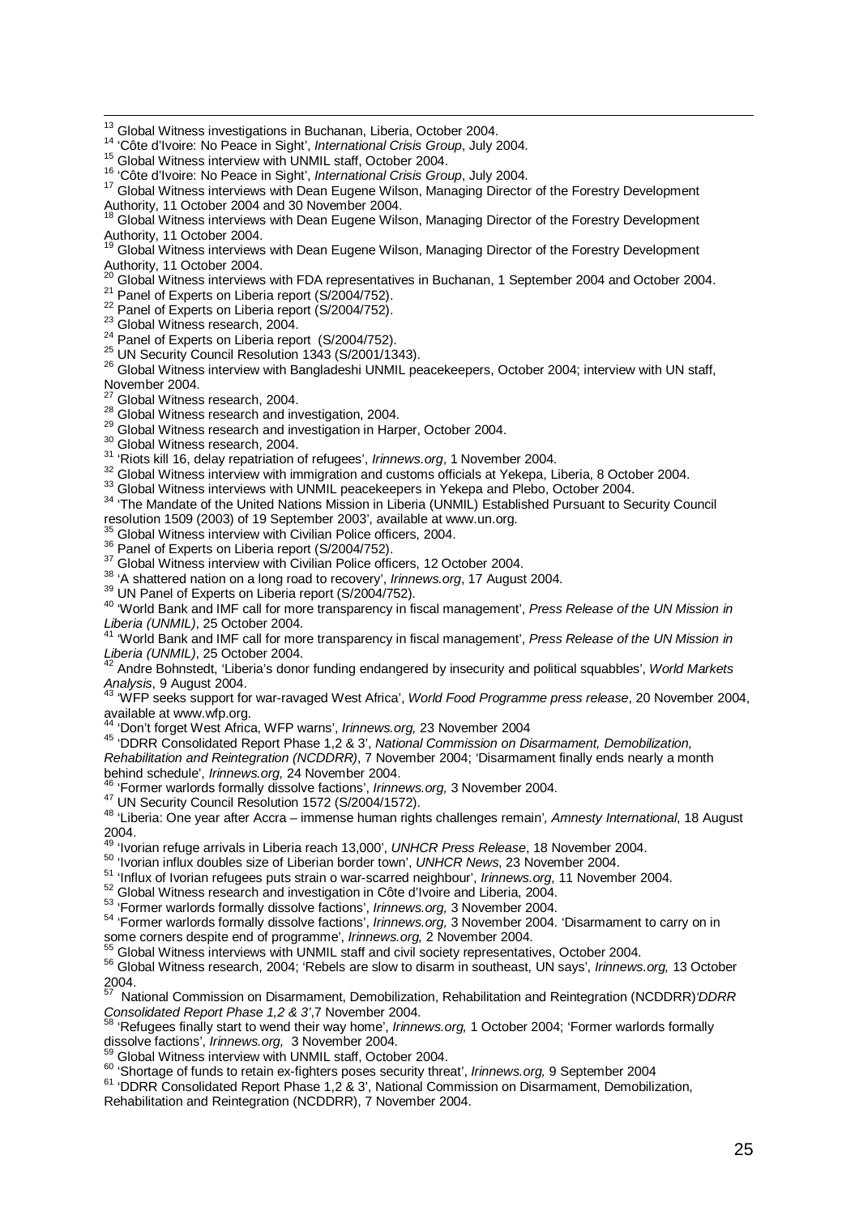[13] Global Witness investigations in Buchanan, Liberia, October 2004.
[14] 'Côte d'Ivoire: No Peace in Sight', *International Crisis Group*, July 2004.
[15] Global Witness interview with UNMIL staff, October 2004.
[16] 'Côte d'Ivoire: No Peace in Sight', *International Crisis Group*, July 2004.
[17] Global Witness interviews with Dean Eugene Wilson, Managing Director of the Forestry Development Authority, 11 October 2004 and 30 November 2004.
[18] Global Witness interviews with Dean Eugene Wilson, Managing Director of the Forestry Development Authority, 11 October 2004.
[19] Global Witness interviews with Dean Eugene Wilson, Managing Director of the Forestry Development Authority, 11 October 2004.
[20] Global Witness interviews with FDA representatives in Buchanan, 1 September 2004 and October 2004.
[21] Panel of Experts on Liberia report (S/2004/752).
[22] Panel of Experts on Liberia report (S/2004/752).
[23] Global Witness research, 2004.
[24] Panel of Experts on Liberia report (S/2004/752).
[25] UN Security Council Resolution 1343 (S/2001/1343).
[26] Global Witness interview with Bangladeshi UNMIL peacekeepers, October 2004; interview with UN staff, November 2004.
[27] Global Witness research, 2004.
[28] Global Witness research and investigation, 2004.
[29] Global Witness research and investigation in Harper, October 2004.
[30] Global Witness research, 2004.
[31] 'Riots kill 16, delay repatriation of refugees', *Irinnews.org*, 1 November 2004.
[32] Global Witness interview with immigration and customs officials at Yekepa, Liberia, 8 October 2004.
[33] Global Witness interviews with UNMIL peacekeepers in Yekepa and Plebo, October 2004.
[34] 'The Mandate of the United Nations Mission in Liberia (UNMIL) Established Pursuant to Security Council resolution 1509 (2003) of 19 September 2003', available at www.un.org.
[35] Global Witness interview with Civilian Police officers, 2004.
[36] Panel of Experts on Liberia report (S/2004/752).
[37] Global Witness interview with Civilian Police officers, 12 October 2004.
[38] 'A shattered nation on a long road to recovery', *Irinnews.org*, 17 August 2004.
[39] UN Panel of Experts on Liberia report (S/2004/752).
[40] 'World Bank and IMF call for more transparency in fiscal management', *Press Release of the UN Mission in Liberia (UNMIL)*, 25 October 2004.
[41] 'World Bank and IMF call for more transparency in fiscal management', *Press Release of the UN Mission in Liberia (UNMIL)*, 25 October 2004.
[42] Andre Bohnstedt, 'Liberia's donor funding endangered by insecurity and political squabbles', *World Markets Analysis*, 9 August 2004.
[43] 'WFP seeks support for war-ravaged West Africa', *World Food Programme press release*, 20 November 2004, available at www.wfp.org.
[44] 'Don't forget West Africa, WFP warns', *Irinnews.org,* 23 November 2004
[45] 'DDRR Consolidated Report Phase 1,2 & 3', *National Commission on Disarmament, Demobilization, Rehabilitation and Reintegration (NCDDRR)*, 7 November 2004; 'Disarmament finally ends nearly a month behind schedule', *Irinnews.org,* 24 November 2004.
[46] 'Former warlords formally dissolve factions', *Irinnews.org,* 3 November 2004.
[47] UN Security Council Resolution 1572 (S/2004/1572).
[48] 'Liberia: One year after Accra – immense human rights challenges remain', *Amnesty International*, 18 August 2004.
[49] 'Ivorian refuge arrivals in Liberia reach 13,000', *UNHCR Press Release*, 18 November 2004.
[50] 'Ivorian influx doubles size of Liberian border town', *UNHCR News*, 23 November 2004.
[51] 'Influx of Ivorian refugees puts strain o war-scarred neighbour', *Irinnews.org*, 11 November 2004.
[52] Global Witness research and investigation in Côte d'Ivoire and Liberia, 2004.
[53] 'Former warlords formally dissolve factions', *Irinnews.org,* 3 November 2004.
[54] 'Former warlords formally dissolve factions', *Irinnews.org,* 3 November 2004. 'Disarmament to carry on in some corners despite end of programme', *Irinnews.org,* 2 November 2004.
[55] Global Witness interviews with UNMIL staff and civil society representatives, October 2004.
[56] Global Witness research, 2004; 'Rebels are slow to disarm in southeast, UN says', *Irinnews.org,* 13 October 2004.
[57] National Commission on Disarmament, Demobilization, Rehabilitation and Reintegration (NCDDRR)*'DDRR Consolidated Report Phase 1,2 & 3'*,7 November 2004.
[58] 'Refugees finally start to wend their way home', *Irinnews.org,* 1 October 2004; 'Former warlords formally dissolve factions', *Irinnews.org,* 3 November 2004.
[59] Global Witness interview with UNMIL staff, October 2004.
[60] 'Shortage of funds to retain ex-fighters poses security threat', *Irinnews.org,* 9 September 2004
[61] 'DDRR Consolidated Report Phase 1,2 & 3', National Commission on Disarmament, Demobilization, Rehabilitation and Reintegration (NCDDRR), 7 November 2004.